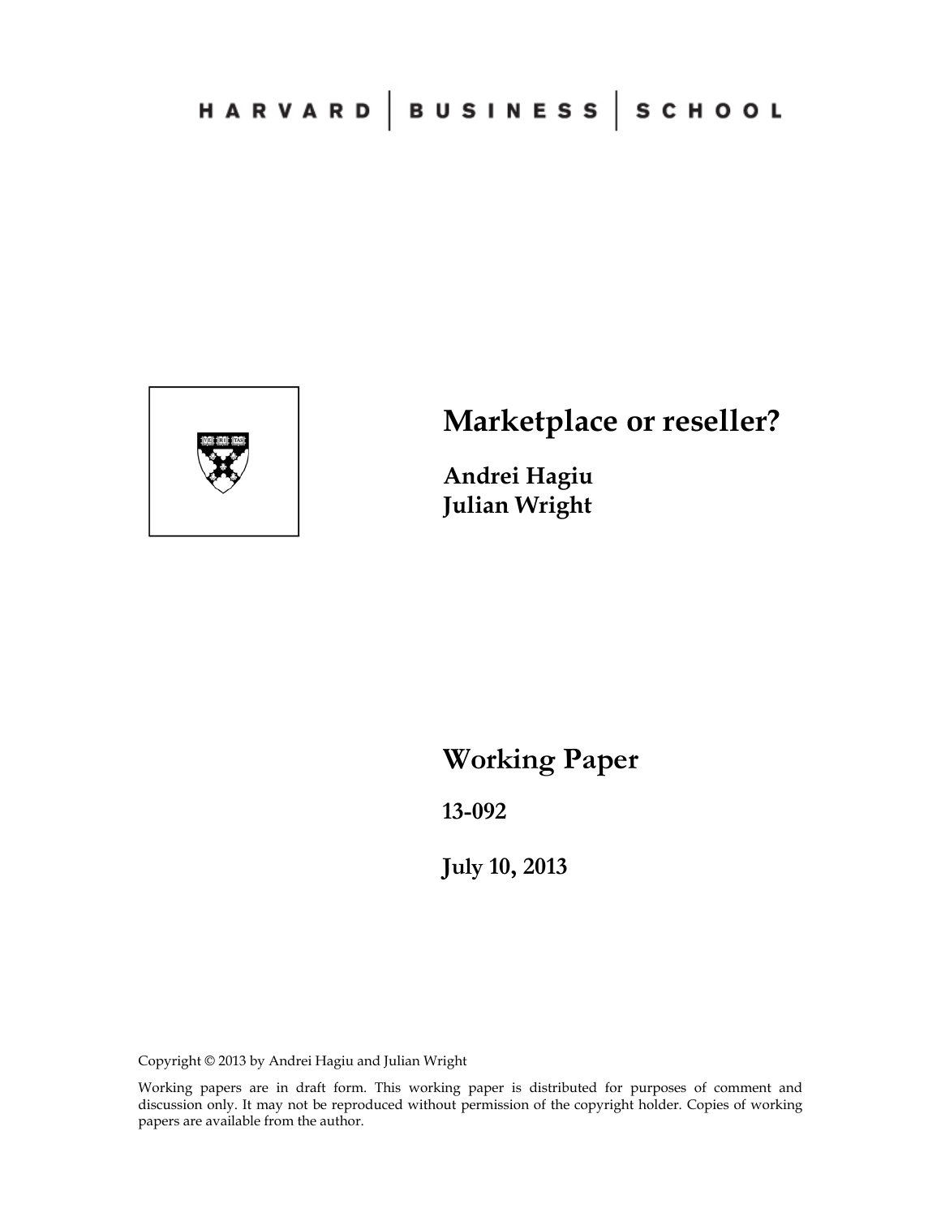HARVARD | BUSINESS | SCHOOL

# Marketplace or reseller?

**Andrei Hagiu**
**Julian Wright**

## Working Paper

**13-092**

**July 10, 2013**

Copyright © 2013 by Andrei Hagiu and Julian Wright

Working papers are in draft form. This working paper is distributed for purposes of comment and discussion only. It may not be reproduced without permission of the copyright holder. Copies of working papers are available from the author.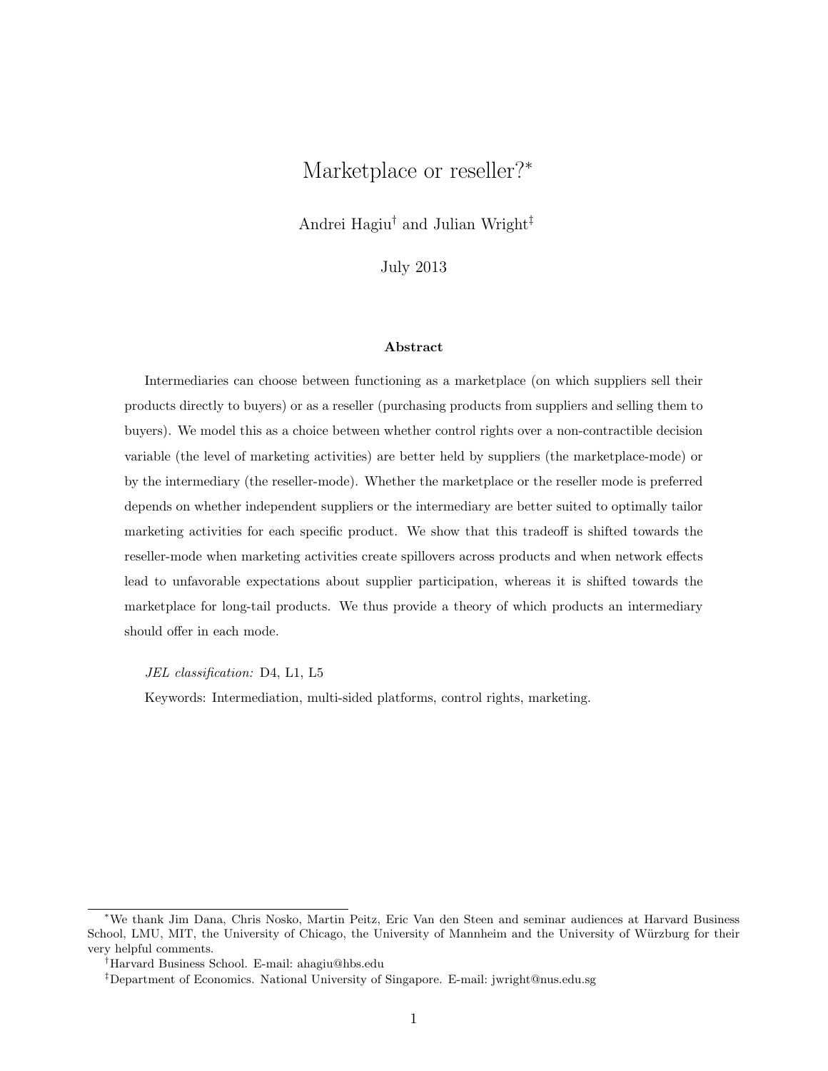# Marketplace or reseller?*

Andrei Hagiu[†] and Julian Wright[‡]

July 2013

### Abstract

Intermediaries can choose between functioning as a marketplace (on which suppliers sell their products directly to buyers) or as a reseller (purchasing products from suppliers and selling them to buyers). We model this as a choice between whether control rights over a non-contractible decision variable (the level of marketing activities) are better held by suppliers (the marketplace-mode) or by the intermediary (the reseller-mode). Whether the marketplace or the reseller mode is preferred depends on whether independent suppliers or the intermediary are better suited to optimally tailor marketing activities for each specific product. We show that this tradeoff is shifted towards the reseller-mode when marketing activities create spillovers across products and when network effects lead to unfavorable expectations about supplier participation, whereas it is shifted towards the marketplace for long-tail products. We thus provide a theory of which products an intermediary should offer in each mode.

*JEL classification:* D4, L1, L5

Keywords: Intermediation, multi-sided platforms, control rights, marketing.

---

*We thank Jim Dana, Chris Nosko, Martin Peitz, Eric Van den Steen and seminar audiences at Harvard Business School, LMU, MIT, the University of Chicago, the University of Mannheim and the University of Würzburg for their very helpful comments.

[†]Harvard Business School. E-mail: ahagiu@hbs.edu

[‡]Department of Economics. National University of Singapore. E-mail: jwright@nus.edu.sg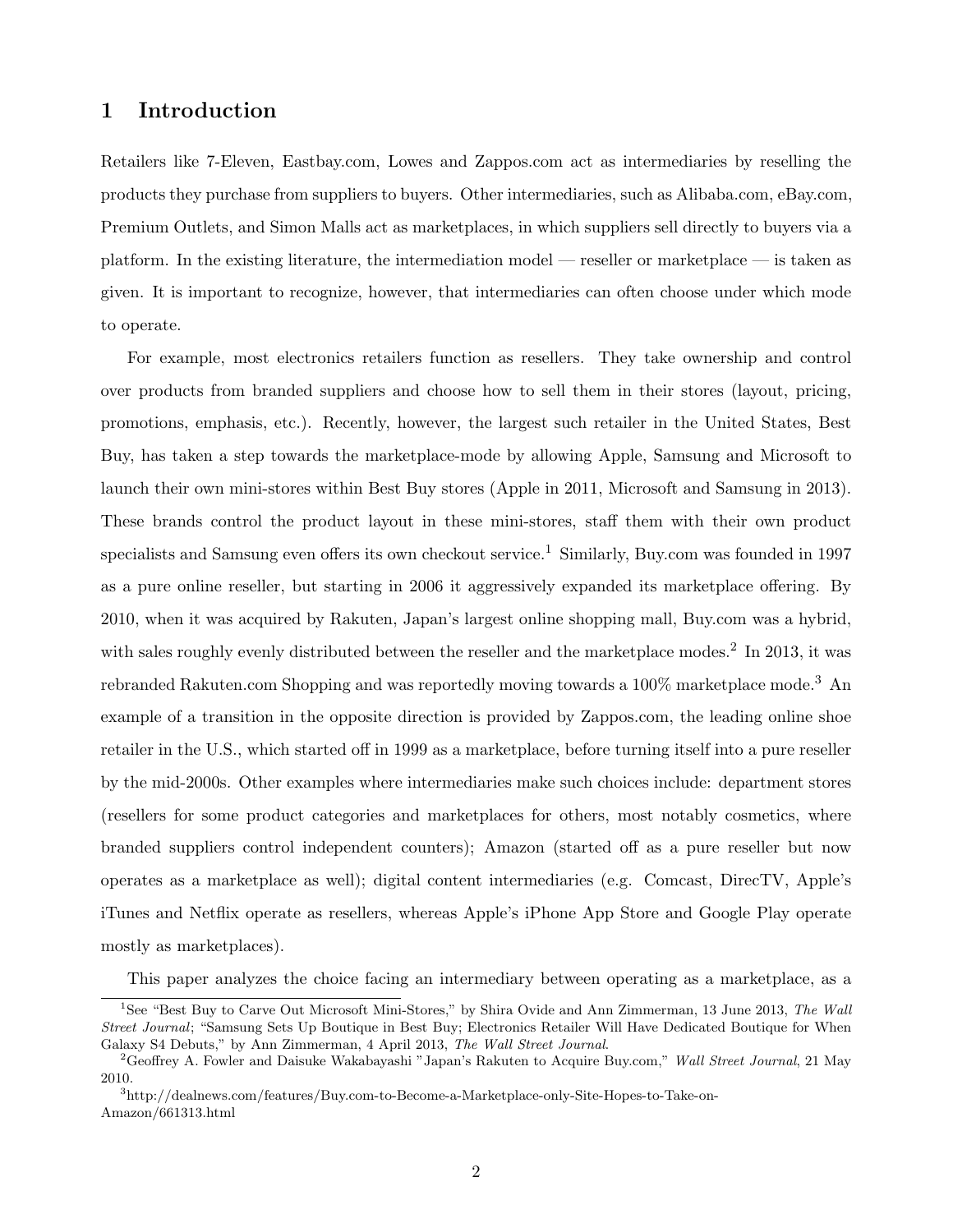# 1 Introduction

Retailers like 7-Eleven, Eastbay.com, Lowes and Zappos.com act as intermediaries by reselling the products they purchase from suppliers to buyers. Other intermediaries, such as Alibaba.com, eBay.com, Premium Outlets, and Simon Malls act as marketplaces, in which suppliers sell directly to buyers via a platform. In the existing literature, the intermediation model — reseller or marketplace — is taken as given. It is important to recognize, however, that intermediaries can often choose under which mode to operate.

For example, most electronics retailers function as resellers. They take ownership and control over products from branded suppliers and choose how to sell them in their stores (layout, pricing, promotions, emphasis, etc.). Recently, however, the largest such retailer in the United States, Best Buy, has taken a step towards the marketplace-mode by allowing Apple, Samsung and Microsoft to launch their own mini-stores within Best Buy stores (Apple in 2011, Microsoft and Samsung in 2013). These brands control the product layout in these mini-stores, staff them with their own product specialists and Samsung even offers its own checkout service.[1] Similarly, Buy.com was founded in 1997 as a pure online reseller, but starting in 2006 it aggressively expanded its marketplace offering. By 2010, when it was acquired by Rakuten, Japan's largest online shopping mall, Buy.com was a hybrid, with sales roughly evenly distributed between the reseller and the marketplace modes.[2] In 2013, it was rebranded Rakuten.com Shopping and was reportedly moving towards a 100% marketplace mode.[3] An example of a transition in the opposite direction is provided by Zappos.com, the leading online shoe retailer in the U.S., which started off in 1999 as a marketplace, before turning itself into a pure reseller by the mid-2000s. Other examples where intermediaries make such choices include: department stores (resellers for some product categories and marketplaces for others, most notably cosmetics, where branded suppliers control independent counters); Amazon (started off as a pure reseller but now operates as a marketplace as well); digital content intermediaries (e.g. Comcast, DirecTV, Apple's iTunes and Netflix operate as resellers, whereas Apple's iPhone App Store and Google Play operate mostly as marketplaces).

This paper analyzes the choice facing an intermediary between operating as a marketplace, as a

---

[1] See "Best Buy to Carve Out Microsoft Mini-Stores," by Shira Ovide and Ann Zimmerman, 13 June 2013, *The Wall Street Journal*; "Samsung Sets Up Boutique in Best Buy; Electronics Retailer Will Have Dedicated Boutique for When Galaxy S4 Debuts," by Ann Zimmerman, 4 April 2013, *The Wall Street Journal*.

[2] Geoffrey A. Fowler and Daisuke Wakabayashi "Japan's Rakuten to Acquire Buy.com," *Wall Street Journal*, 21 May 2010.

[3] http://dealnews.com/features/Buy.com-to-Become-a-Marketplace-only-Site-Hopes-to-Take-on-Amazon/661313.html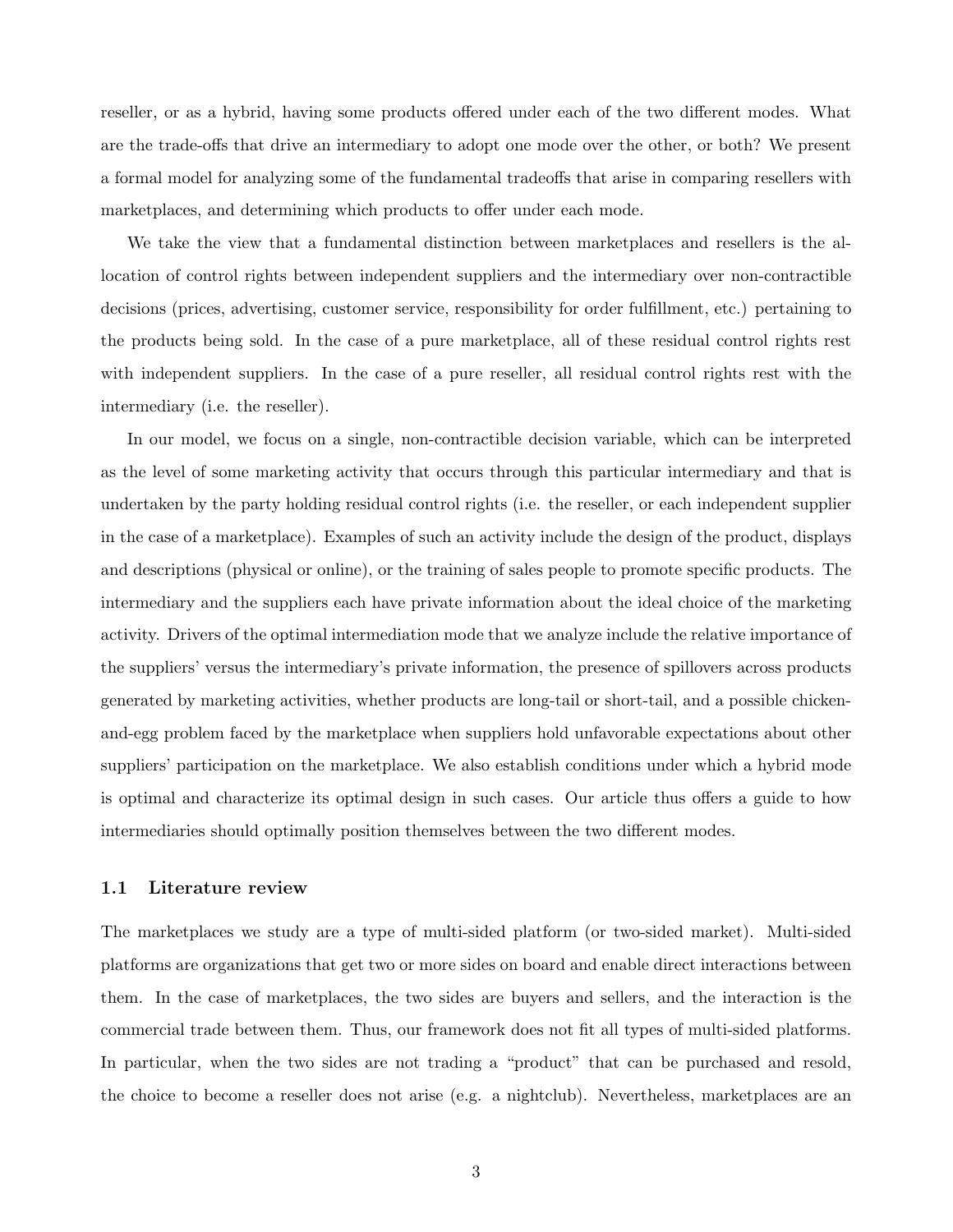reseller, or as a hybrid, having some products offered under each of the two different modes. What are the trade-offs that drive an intermediary to adopt one mode over the other, or both? We present a formal model for analyzing some of the fundamental tradeoffs that arise in comparing resellers with marketplaces, and determining which products to offer under each mode.

We take the view that a fundamental distinction between marketplaces and resellers is the allocation of control rights between independent suppliers and the intermediary over non-contractible decisions (prices, advertising, customer service, responsibility for order fulfillment, etc.) pertaining to the products being sold. In the case of a pure marketplace, all of these residual control rights rest with independent suppliers. In the case of a pure reseller, all residual control rights rest with the intermediary (i.e. the reseller).

In our model, we focus on a single, non-contractible decision variable, which can be interpreted as the level of some marketing activity that occurs through this particular intermediary and that is undertaken by the party holding residual control rights (i.e. the reseller, or each independent supplier in the case of a marketplace). Examples of such an activity include the design of the product, displays and descriptions (physical or online), or the training of sales people to promote specific products. The intermediary and the suppliers each have private information about the ideal choice of the marketing activity. Drivers of the optimal intermediation mode that we analyze include the relative importance of the suppliers' versus the intermediary's private information, the presence of spillovers across products generated by marketing activities, whether products are long-tail or short-tail, and a possible chicken-and-egg problem faced by the marketplace when suppliers hold unfavorable expectations about other suppliers' participation on the marketplace. We also establish conditions under which a hybrid mode is optimal and characterize its optimal design in such cases. Our article thus offers a guide to how intermediaries should optimally position themselves between the two different modes.

### 1.1 Literature review

The marketplaces we study are a type of multi-sided platform (or two-sided market). Multi-sided platforms are organizations that get two or more sides on board and enable direct interactions between them. In the case of marketplaces, the two sides are buyers and sellers, and the interaction is the commercial trade between them. Thus, our framework does not fit all types of multi-sided platforms. In particular, when the two sides are not trading a "product" that can be purchased and resold, the choice to become a reseller does not arise (e.g. a nightclub). Nevertheless, marketplaces are an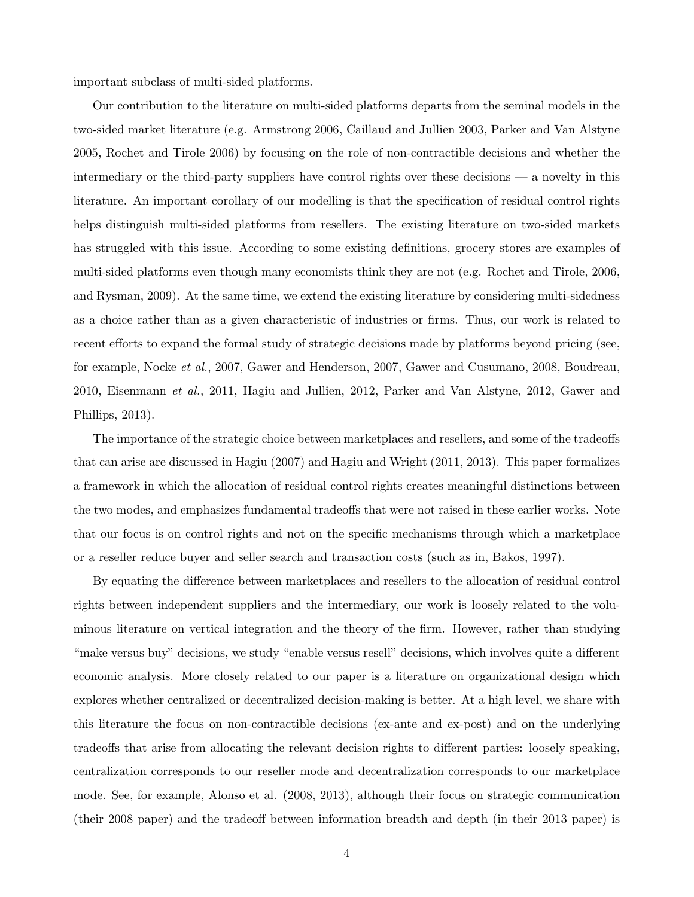important subclass of multi-sided platforms.

Our contribution to the literature on multi-sided platforms departs from the seminal models in the two-sided market literature (e.g. Armstrong 2006, Caillaud and Jullien 2003, Parker and Van Alstyne 2005, Rochet and Tirole 2006) by focusing on the role of non-contractible decisions and whether the intermediary or the third-party suppliers have control rights over these decisions — a novelty in this literature. An important corollary of our modelling is that the specification of residual control rights helps distinguish multi-sided platforms from resellers. The existing literature on two-sided markets has struggled with this issue. According to some existing definitions, grocery stores are examples of multi-sided platforms even though many economists think they are not (e.g. Rochet and Tirole, 2006, and Rysman, 2009). At the same time, we extend the existing literature by considering multi-sidedness as a choice rather than as a given characteristic of industries or firms. Thus, our work is related to recent efforts to expand the formal study of strategic decisions made by platforms beyond pricing (see, for example, Nocke *et al.*, 2007, Gawer and Henderson, 2007, Gawer and Cusumano, 2008, Boudreau, 2010, Eisenmann *et al.*, 2011, Hagiu and Jullien, 2012, Parker and Van Alstyne, 2012, Gawer and Phillips, 2013).

The importance of the strategic choice between marketplaces and resellers, and some of the tradeoffs that can arise are discussed in Hagiu (2007) and Hagiu and Wright (2011, 2013). This paper formalizes a framework in which the allocation of residual control rights creates meaningful distinctions between the two modes, and emphasizes fundamental tradeoffs that were not raised in these earlier works. Note that our focus is on control rights and not on the specific mechanisms through which a marketplace or a reseller reduce buyer and seller search and transaction costs (such as in, Bakos, 1997).

By equating the difference between marketplaces and resellers to the allocation of residual control rights between independent suppliers and the intermediary, our work is loosely related to the voluminous literature on vertical integration and the theory of the firm. However, rather than studying "make versus buy" decisions, we study "enable versus resell" decisions, which involves quite a different economic analysis. More closely related to our paper is a literature on organizational design which explores whether centralized or decentralized decision-making is better. At a high level, we share with this literature the focus on non-contractible decisions (ex-ante and ex-post) and on the underlying tradeoffs that arise from allocating the relevant decision rights to different parties: loosely speaking, centralization corresponds to our reseller mode and decentralization corresponds to our marketplace mode. See, for example, Alonso et al. (2008, 2013), although their focus on strategic communication (their 2008 paper) and the tradeoff between information breadth and depth (in their 2013 paper) is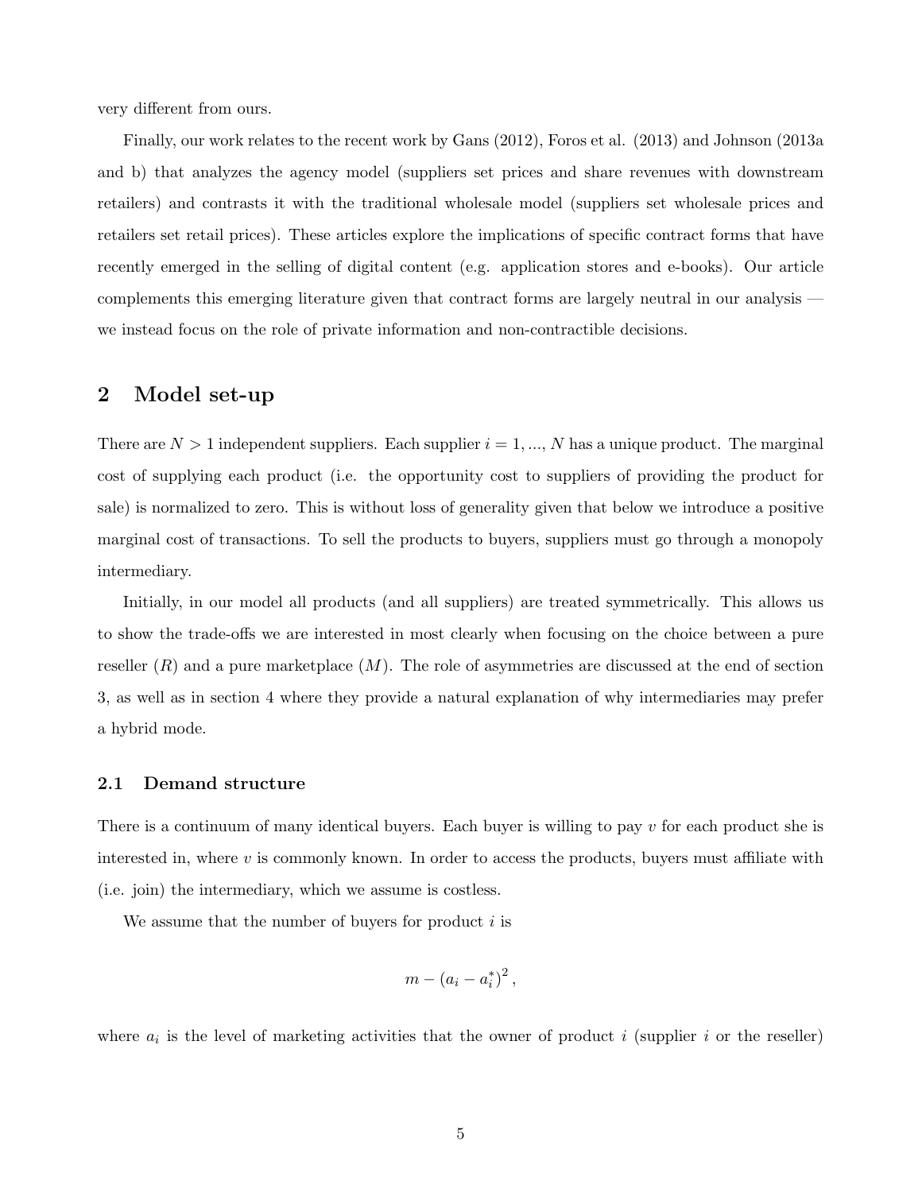very different from ours.

Finally, our work relates to the recent work by Gans (2012), Foros et al. (2013) and Johnson (2013a and b) that analyzes the agency model (suppliers set prices and share revenues with downstream retailers) and contrasts it with the traditional wholesale model (suppliers set wholesale prices and retailers set retail prices). These articles explore the implications of specific contract forms that have recently emerged in the selling of digital content (e.g. application stores and e-books). Our article complements this emerging literature given that contract forms are largely neutral in our analysis — we instead focus on the role of private information and non-contractible decisions.

## 2 Model set-up

There are $N > 1$ independent suppliers. Each supplier $i = 1, ..., N$ has a unique product. The marginal cost of supplying each product (i.e. the opportunity cost to suppliers of providing the product for sale) is normalized to zero. This is without loss of generality given that below we introduce a positive marginal cost of transactions. To sell the products to buyers, suppliers must go through a monopoly intermediary.

Initially, in our model all products (and all suppliers) are treated symmetrically. This allows us to show the trade-offs we are interested in most clearly when focusing on the choice between a pure reseller ($R$) and a pure marketplace ($M$). The role of asymmetries are discussed at the end of section 3, as well as in section 4 where they provide a natural explanation of why intermediaries may prefer a hybrid mode.

### 2.1 Demand structure

There is a continuum of many identical buyers. Each buyer is willing to pay $v$ for each product she is interested in, where $v$ is commonly known. In order to access the products, buyers must affiliate with (i.e. join) the intermediary, which we assume is costless.

We assume that the number of buyers for product $i$ is

$$m - (a_i - a_i^*)^2,$$

where $a_i$ is the level of marketing activities that the owner of product $i$ (supplier $i$ or the reseller)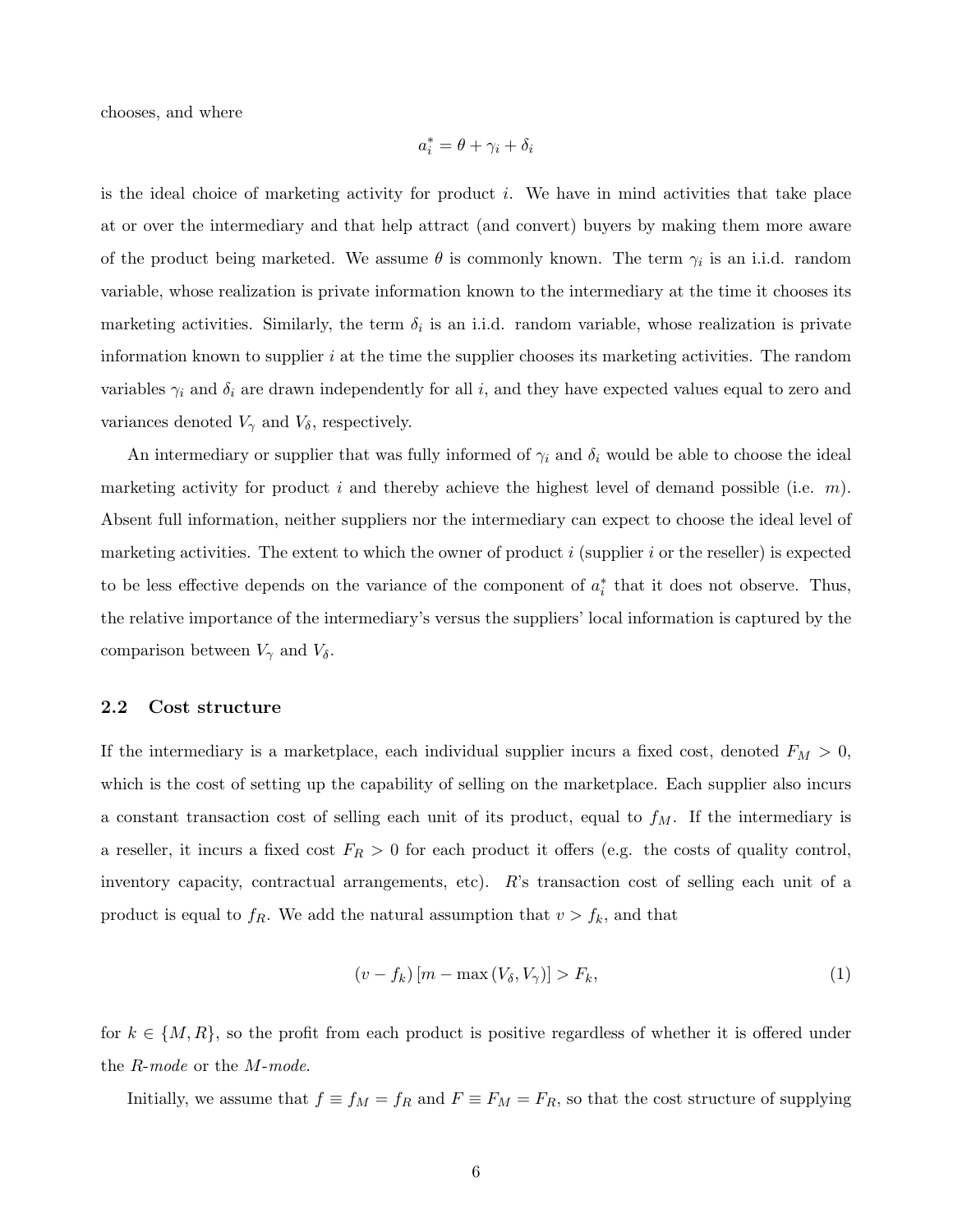chooses, and where

$$a_i^* = \theta + \gamma_i + \delta_i$$

is the ideal choice of marketing activity for product $i$. We have in mind activities that take place at or over the intermediary and that help attract (and convert) buyers by making them more aware of the product being marketed. We assume $\theta$ is commonly known. The term $\gamma_i$ is an i.i.d. random variable, whose realization is private information known to the intermediary at the time it chooses its marketing activities. Similarly, the term $\delta_i$ is an i.i.d. random variable, whose realization is private information known to supplier $i$ at the time the supplier chooses its marketing activities. The random variables $\gamma_i$ and $\delta_i$ are drawn independently for all $i$, and they have expected values equal to zero and variances denoted $V_\gamma$ and $V_\delta$, respectively.

An intermediary or supplier that was fully informed of $\gamma_i$ and $\delta_i$ would be able to choose the ideal marketing activity for product $i$ and thereby achieve the highest level of demand possible (i.e. $m$). Absent full information, neither suppliers nor the intermediary can expect to choose the ideal level of marketing activities. The extent to which the owner of product $i$ (supplier $i$ or the reseller) is expected to be less effective depends on the variance of the component of $a_i^*$ that it does not observe. Thus, the relative importance of the intermediary's versus the suppliers' local information is captured by the comparison between $V_\gamma$ and $V_\delta$.

### 2.2 Cost structure

If the intermediary is a marketplace, each individual supplier incurs a fixed cost, denoted $F_M > 0$, which is the cost of setting up the capability of selling on the marketplace. Each supplier also incurs a constant transaction cost of selling each unit of its product, equal to $f_M$. If the intermediary is a reseller, it incurs a fixed cost $F_R > 0$ for each product it offers (e.g. the costs of quality control, inventory capacity, contractual arrangements, etc). $R$'s transaction cost of selling each unit of a product is equal to $f_R$. We add the natural assumption that $v > f_k$, and that

$$(v - f_k)\left[m - \max\left(V_\delta, V_\gamma\right)\right] > F_k, \tag{1}$$

for $k \in \{M, R\}$, so the profit from each product is positive regardless of whether it is offered under the *R-mode* or the *M-mode*.

Initially, we assume that $f \equiv f_M = f_R$ and $F \equiv F_M = F_R$, so that the cost structure of supplying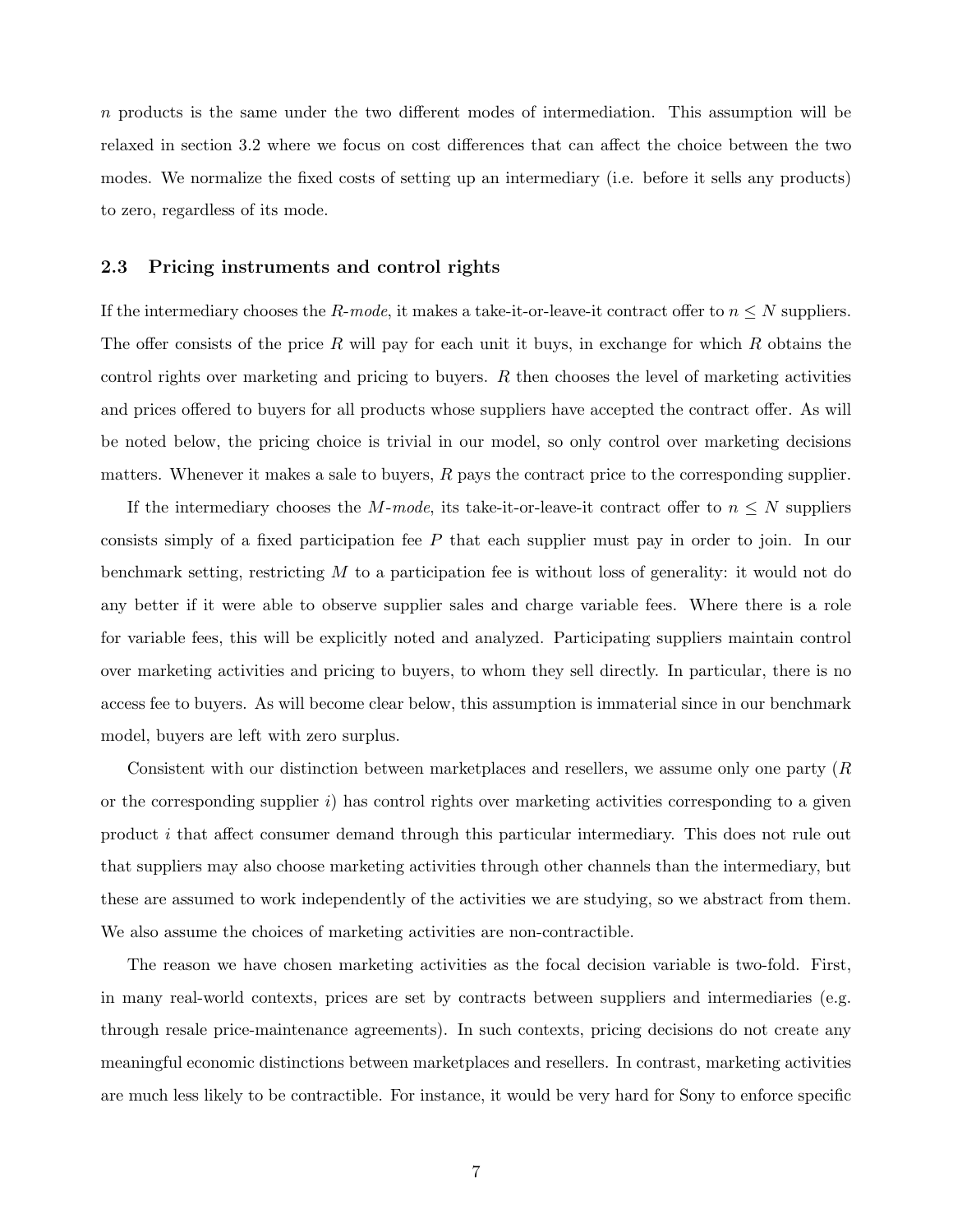$n$ products is the same under the two different modes of intermediation. This assumption will be relaxed in section 3.2 where we focus on cost differences that can affect the choice between the two modes. We normalize the fixed costs of setting up an intermediary (i.e. before it sells any products) to zero, regardless of its mode.

### 2.3 Pricing instruments and control rights

If the intermediary chooses the *R-mode*, it makes a take-it-or-leave-it contract offer to $n \leq N$ suppliers. The offer consists of the price $R$ will pay for each unit it buys, in exchange for which $R$ obtains the control rights over marketing and pricing to buyers. $R$ then chooses the level of marketing activities and prices offered to buyers for all products whose suppliers have accepted the contract offer. As will be noted below, the pricing choice is trivial in our model, so only control over marketing decisions matters. Whenever it makes a sale to buyers, $R$ pays the contract price to the corresponding supplier.

If the intermediary chooses the *M-mode*, its take-it-or-leave-it contract offer to $n \leq N$ suppliers consists simply of a fixed participation fee $P$ that each supplier must pay in order to join. In our benchmark setting, restricting $M$ to a participation fee is without loss of generality: it would not do any better if it were able to observe supplier sales and charge variable fees. Where there is a role for variable fees, this will be explicitly noted and analyzed. Participating suppliers maintain control over marketing activities and pricing to buyers, to whom they sell directly. In particular, there is no access fee to buyers. As will become clear below, this assumption is immaterial since in our benchmark model, buyers are left with zero surplus.

Consistent with our distinction between marketplaces and resellers, we assume only one party ($R$ or the corresponding supplier $i$) has control rights over marketing activities corresponding to a given product $i$ that affect consumer demand through this particular intermediary. This does not rule out that suppliers may also choose marketing activities through other channels than the intermediary, but these are assumed to work independently of the activities we are studying, so we abstract from them. We also assume the choices of marketing activities are non-contractible.

The reason we have chosen marketing activities as the focal decision variable is two-fold. First, in many real-world contexts, prices are set by contracts between suppliers and intermediaries (e.g. through resale price-maintenance agreements). In such contexts, pricing decisions do not create any meaningful economic distinctions between marketplaces and resellers. In contrast, marketing activities are much less likely to be contractible. For instance, it would be very hard for Sony to enforce specific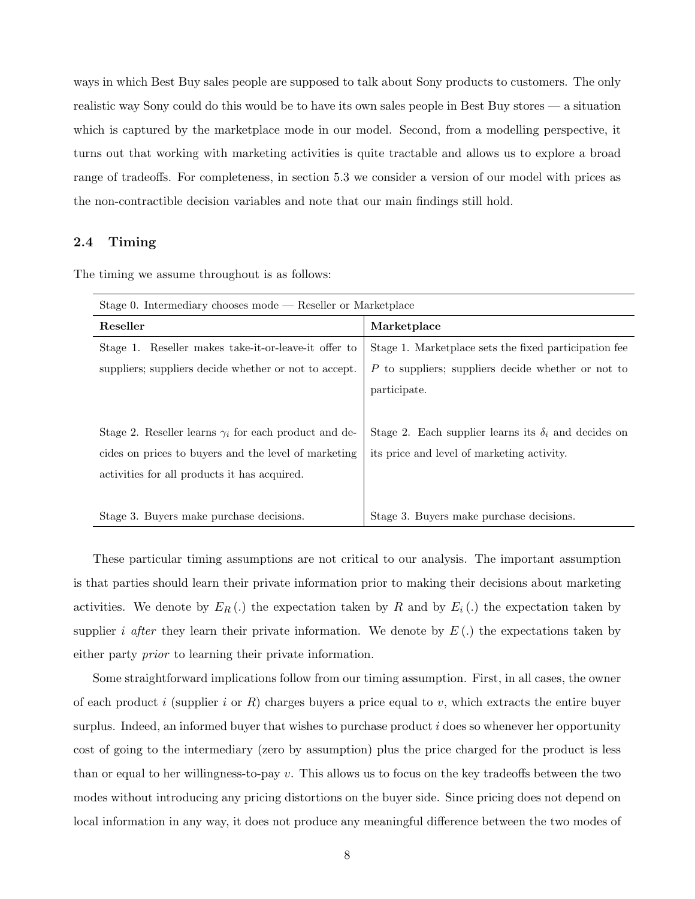ways in which Best Buy sales people are supposed to talk about Sony products to customers. The only realistic way Sony could do this would be to have its own sales people in Best Buy stores — a situation which is captured by the marketplace mode in our model. Second, from a modelling perspective, it turns out that working with marketing activities is quite tractable and allows us to explore a broad range of tradeoffs. For completeness, in section 5.3 we consider a version of our model with prices as the non-contractible decision variables and note that our main findings still hold.

### 2.4 Timing

The timing we assume throughout is as follows:

| Stage 0. Intermediary chooses mode — Reseller or Marketplace | |
|---|---|
| **Reseller** | **Marketplace** |
| Stage 1. Reseller makes take-it-or-leave-it offer to suppliers; suppliers decide whether or not to accept. | Stage 1. Marketplace sets the fixed participation fee $P$ to suppliers; suppliers decide whether or not to participate. |
| Stage 2. Reseller learns $\gamma_i$ for each product and decides on prices to buyers and the level of marketing activities for all products it has acquired. | Stage 2. Each supplier learns its $\delta_i$ and decides on its price and level of marketing activity. |
| Stage 3. Buyers make purchase decisions. | Stage 3. Buyers make purchase decisions. |

These particular timing assumptions are not critical to our analysis. The important assumption is that parties should learn their private information prior to making their decisions about marketing activities. We denote by $E_R(.)$ the expectation taken by $R$ and by $E_i(.)$ the expectation taken by supplier $i$ *after* they learn their private information. We denote by $E(.)$ the expectations taken by either party *prior* to learning their private information.

Some straightforward implications follow from our timing assumption. First, in all cases, the owner of each product $i$ (supplier $i$ or $R$) charges buyers a price equal to $v$, which extracts the entire buyer surplus. Indeed, an informed buyer that wishes to purchase product $i$ does so whenever her opportunity cost of going to the intermediary (zero by assumption) plus the price charged for the product is less than or equal to her willingness-to-pay $v$. This allows us to focus on the key tradeoffs between the two modes without introducing any pricing distortions on the buyer side. Since pricing does not depend on local information in any way, it does not produce any meaningful difference between the two modes of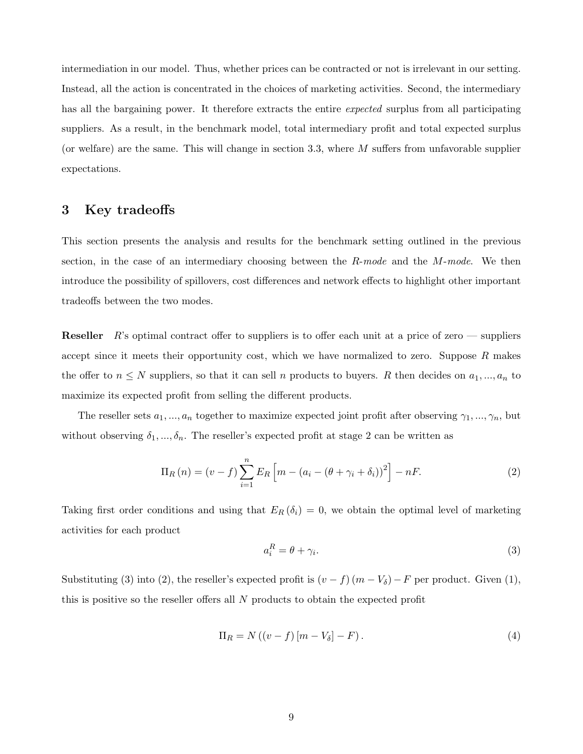intermediation in our model. Thus, whether prices can be contracted or not is irrelevant in our setting. Instead, all the action is concentrated in the choices of marketing activities. Second, the intermediary has all the bargaining power. It therefore extracts the entire *expected* surplus from all participating suppliers. As a result, in the benchmark model, total intermediary profit and total expected surplus (or welfare) are the same. This will change in section 3.3, where $M$ suffers from unfavorable supplier expectations.

## 3 Key tradeoffs

This section presents the analysis and results for the benchmark setting outlined in the previous section, in the case of an intermediary choosing between the *R-mode* and the *M-mode*. We then introduce the possibility of spillovers, cost differences and network effects to highlight other important tradeoffs between the two modes.

**Reseller** $R$'s optimal contract offer to suppliers is to offer each unit at a price of zero — suppliers accept since it meets their opportunity cost, which we have normalized to zero. Suppose $R$ makes the offer to $n \leq N$ suppliers, so that it can sell $n$ products to buyers. $R$ then decides on $a_1, ..., a_n$ to maximize its expected profit from selling the different products.

The reseller sets $a_1, ..., a_n$ together to maximize expected joint profit after observing $\gamma_1, ..., \gamma_n$, but without observing $\delta_1, ..., \delta_n$. The reseller's expected profit at stage 2 can be written as

$$\Pi_R(n) = (v - f) \sum_{i=1}^{n} E_R \left[ m - (a_i - (\theta + \gamma_i + \delta_i))^2 \right] - nF. \tag{2}$$

Taking first order conditions and using that $E_R(\delta_i) = 0$, we obtain the optimal level of marketing activities for each product

$$a_i^R = \theta + \gamma_i. \tag{3}$$

Substituting (3) into (2), the reseller's expected profit is $(v - f)(m - V_\delta) - F$ per product. Given (1), this is positive so the reseller offers all $N$ products to obtain the expected profit

$$\Pi_R = N\left((v - f)\left[m - V_\delta\right] - F\right). \tag{4}$$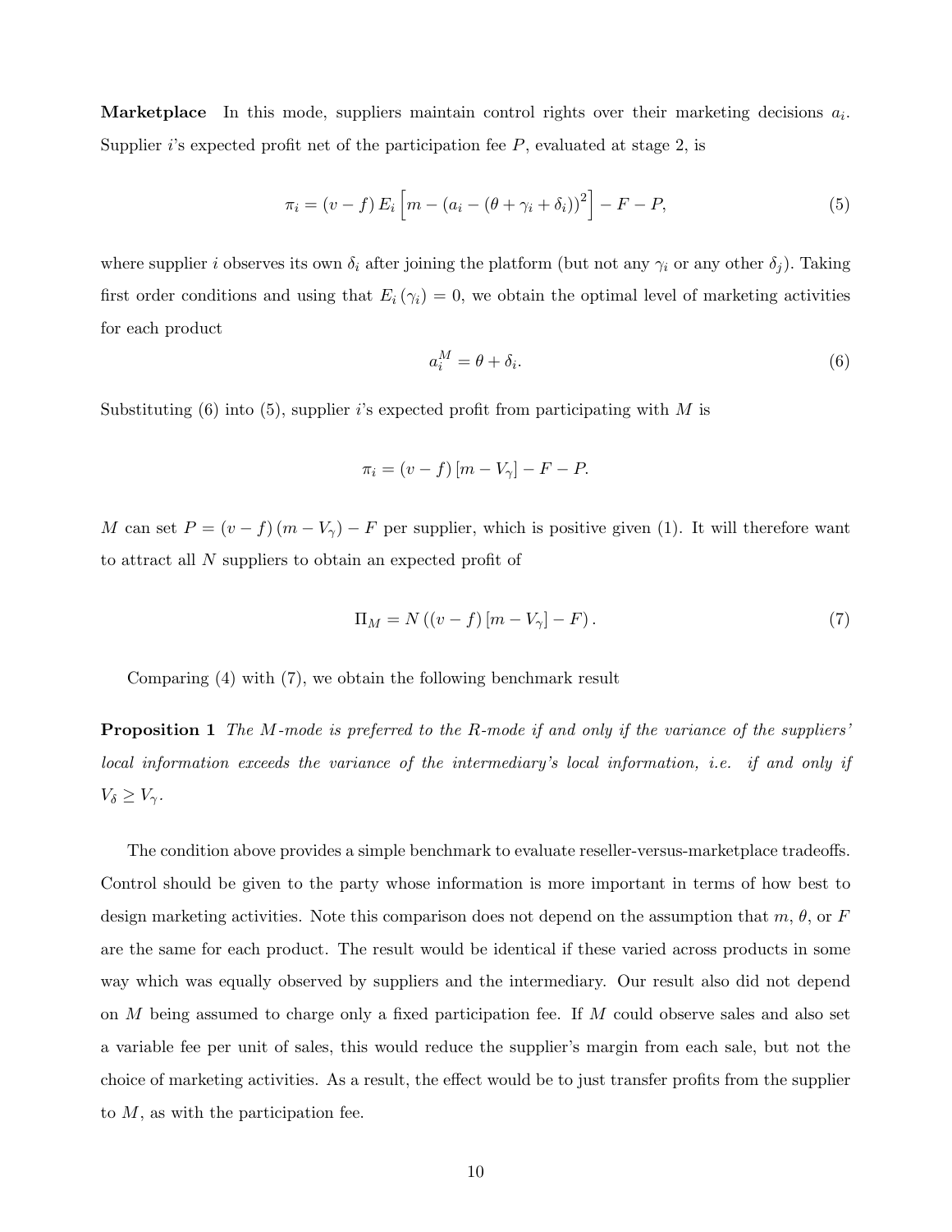**Marketplace** In this mode, suppliers maintain control rights over their marketing decisions $a_i$. Supplier $i$'s expected profit net of the participation fee $P$, evaluated at stage 2, is

$$\pi_i = (v - f) E_i \left[ m - (a_i - (\theta + \gamma_i + \delta_i))^2 \right] - F - P, \tag{5}$$

where supplier $i$ observes its own $\delta_i$ after joining the platform (but not any $\gamma_i$ or any other $\delta_j$). Taking first order conditions and using that $E_i(\gamma_i) = 0$, we obtain the optimal level of marketing activities for each product

$$a_i^M = \theta + \delta_i. \tag{6}$$

Substituting (6) into (5), supplier $i$'s expected profit from participating with $M$ is

$$\pi_i = (v - f)[m - V_\gamma] - F - P.$$

$M$ can set $P = (v - f)(m - V_\gamma) - F$ per supplier, which is positive given (1). It will therefore want to attract all $N$ suppliers to obtain an expected profit of

$$\Pi_M = N((v - f)[m - V_\gamma] - F). \tag{7}$$

Comparing (4) with (7), we obtain the following benchmark result

**Proposition 1** *The $M$-mode is preferred to the $R$-mode if and only if the variance of the suppliers' local information exceeds the variance of the intermediary's local information, i.e. if and only if $V_\delta \geq V_\gamma$.*

The condition above provides a simple benchmark to evaluate reseller-versus-marketplace tradeoffs. Control should be given to the party whose information is more important in terms of how best to design marketing activities. Note this comparison does not depend on the assumption that $m$, $\theta$, or $F$ are the same for each product. The result would be identical if these varied across products in some way which was equally observed by suppliers and the intermediary. Our result also did not depend on $M$ being assumed to charge only a fixed participation fee. If $M$ could observe sales and also set a variable fee per unit of sales, this would reduce the supplier's margin from each sale, but not the choice of marketing activities. As a result, the effect would be to just transfer profits from the supplier to $M$, as with the participation fee.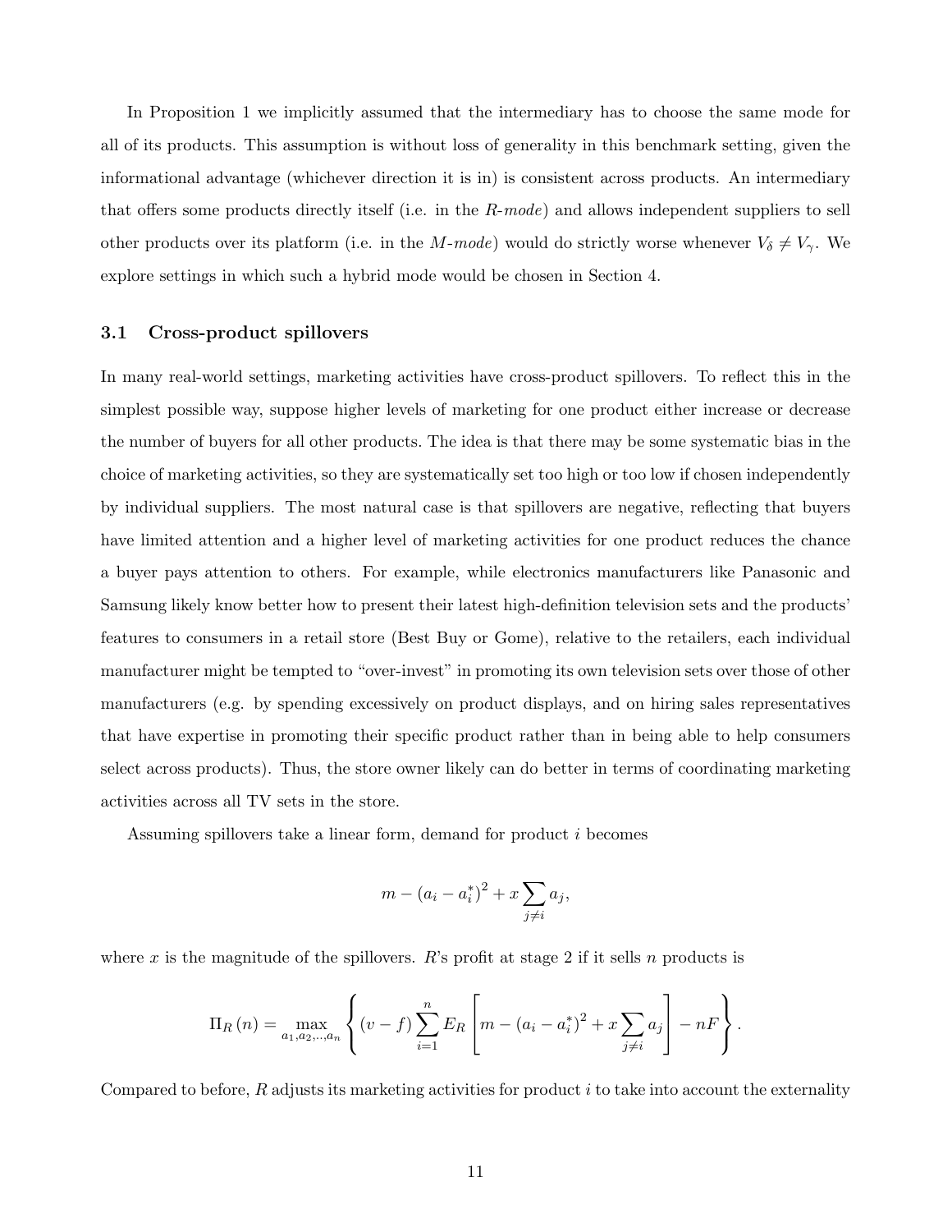In Proposition 1 we implicitly assumed that the intermediary has to choose the same mode for all of its products. This assumption is without loss of generality in this benchmark setting, given the informational advantage (whichever direction it is in) is consistent across products. An intermediary that offers some products directly itself (i.e. in the *R-mode*) and allows independent suppliers to sell other products over its platform (i.e. in the *M-mode*) would do strictly worse whenever $V_\delta \neq V_\gamma$. We explore settings in which such a hybrid mode would be chosen in Section 4.

### 3.1 Cross-product spillovers

In many real-world settings, marketing activities have cross-product spillovers. To reflect this in the simplest possible way, suppose higher levels of marketing for one product either increase or decrease the number of buyers for all other products. The idea is that there may be some systematic bias in the choice of marketing activities, so they are systematically set too high or too low if chosen independently by individual suppliers. The most natural case is that spillovers are negative, reflecting that buyers have limited attention and a higher level of marketing activities for one product reduces the chance a buyer pays attention to others. For example, while electronics manufacturers like Panasonic and Samsung likely know better how to present their latest high-definition television sets and the products' features to consumers in a retail store (Best Buy or Gome), relative to the retailers, each individual manufacturer might be tempted to "over-invest" in promoting its own television sets over those of other manufacturers (e.g. by spending excessively on product displays, and on hiring sales representatives that have expertise in promoting their specific product rather than in being able to help consumers select across products). Thus, the store owner likely can do better in terms of coordinating marketing activities across all TV sets in the store.

Assuming spillovers take a linear form, demand for product $i$ becomes

$$m - (a_i - a_i^*)^2 + x \sum_{j \neq i} a_j,$$

where $x$ is the magnitude of the spillovers. $R$'s profit at stage 2 if it sells $n$ products is

$$\Pi_R(n) = \max_{a_1, a_2, .., a_n} \left\{ (v - f) \sum_{i=1}^{n} E_R \left[ m - (a_i - a_i^*)^2 + x \sum_{j \neq i} a_j \right] - nF \right\}.$$

Compared to before, $R$ adjusts its marketing activities for product $i$ to take into account the externality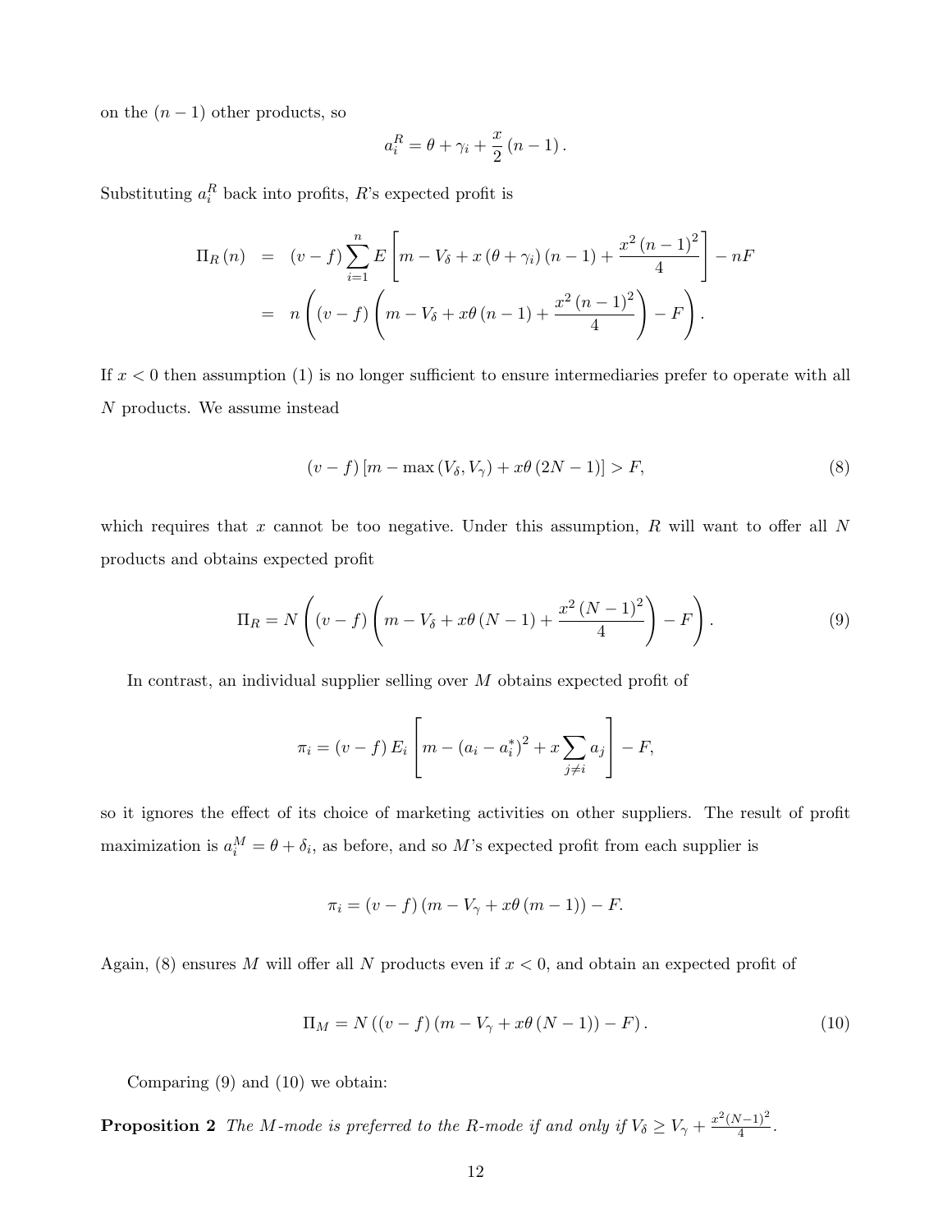on the $(n-1)$ other products, so

$$a_i^R = \theta + \gamma_i + \frac{x}{2}(n-1).$$

Substituting $a_i^R$ back into profits, $R$'s expected profit is

$$\begin{aligned}
\Pi_R(n) &= (v-f)\sum_{i=1}^{n} E\left[m - V_\delta + x(\theta+\gamma_i)(n-1) + \frac{x^2(n-1)^2}{4}\right] - nF \\
&= n\left((v-f)\left(m - V_\delta + x\theta(n-1) + \frac{x^2(n-1)^2}{4}\right) - F\right).
\end{aligned}$$

If $x < 0$ then assumption (1) is no longer sufficient to ensure intermediaries prefer to operate with all $N$ products. We assume instead

$$(v-f)\left[m - \max(V_\delta, V_\gamma) + x\theta(2N-1)\right] > F, \tag{8}$$

which requires that $x$ cannot be too negative. Under this assumption, $R$ will want to offer all $N$ products and obtains expected profit

$$\Pi_R = N\left((v-f)\left(m - V_\delta + x\theta(N-1) + \frac{x^2(N-1)^2}{4}\right) - F\right). \tag{9}$$

In contrast, an individual supplier selling over $M$ obtains expected profit of

$$\pi_i = (v-f)E_i\left[m - (a_i - a_i^*)^2 + x\sum_{j\neq i} a_j\right] - F,$$

so it ignores the effect of its choice of marketing activities on other suppliers. The result of profit maximization is $a_i^M = \theta + \delta_i$, as before, and so $M$'s expected profit from each supplier is

$$\pi_i = (v-f)(m - V_\gamma + x\theta(m-1)) - F.$$

Again, (8) ensures $M$ will offer all $N$ products even if $x < 0$, and obtain an expected profit of

$$\Pi_M = N\left((v-f)(m - V_\gamma + x\theta(N-1)) - F\right). \tag{10}$$

Comparing (9) and (10) we obtain:

**Proposition 2** *The $M$-mode is preferred to the $R$-mode if and only if $V_\delta \geq V_\gamma + \frac{x^2(N-1)^2}{4}$.*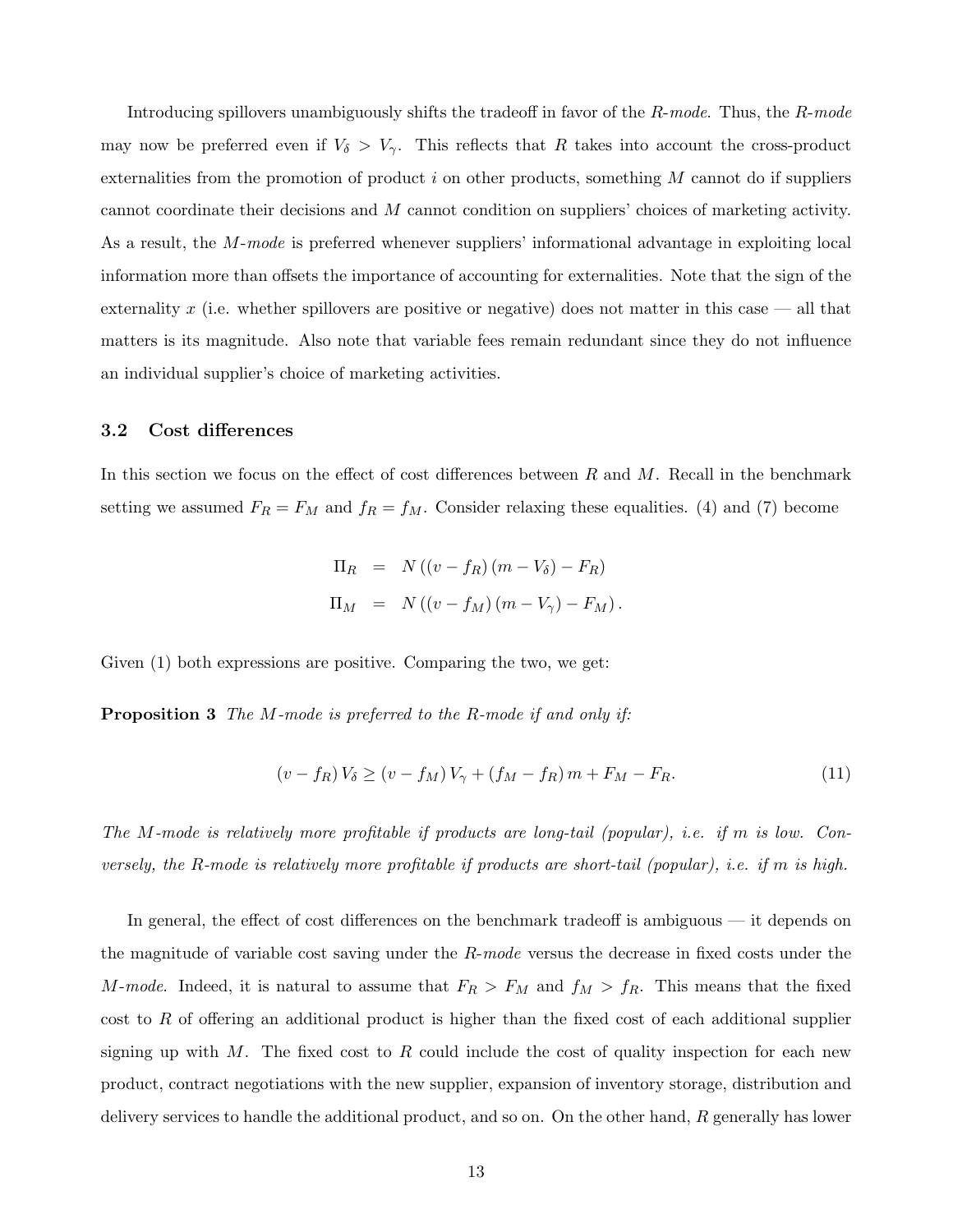Introducing spillovers unambiguously shifts the tradeoff in favor of the *R-mode*. Thus, the *R-mode* may now be preferred even if $V_\delta > V_\gamma$. This reflects that $R$ takes into account the cross-product externalities from the promotion of product $i$ on other products, something $M$ cannot do if suppliers cannot coordinate their decisions and $M$ cannot condition on suppliers' choices of marketing activity. As a result, the *M-mode* is preferred whenever suppliers' informational advantage in exploiting local information more than offsets the importance of accounting for externalities. Note that the sign of the externality $x$ (i.e. whether spillovers are positive or negative) does not matter in this case — all that matters is its magnitude. Also note that variable fees remain redundant since they do not influence an individual supplier's choice of marketing activities.

### 3.2 Cost differences

In this section we focus on the effect of cost differences between $R$ and $M$. Recall in the benchmark setting we assumed $F_R = F_M$ and $f_R = f_M$. Consider relaxing these equalities. (4) and (7) become

$$
\begin{aligned}
\Pi_R &= N\left(\left(v - f_R\right)\left(m - V_\delta\right) - F_R\right) \\
\Pi_M &= N\left(\left(v - f_M\right)\left(m - V_\gamma\right) - F_M\right).
\end{aligned}
$$

Given (1) both expressions are positive. Comparing the two, we get:

**Proposition 3** *The M-mode is preferred to the R-mode if and only if:*

$$
\left(v - f_R\right) V_\delta \geq \left(v - f_M\right) V_\gamma + \left(f_M - f_R\right) m + F_M - F_R. \tag{11}
$$

*The M-mode is relatively more profitable if products are long-tail (popular), i.e. if $m$ is low. Conversely, the R-mode is relatively more profitable if products are short-tail (popular), i.e. if $m$ is high.*

In general, the effect of cost differences on the benchmark tradeoff is ambiguous — it depends on the magnitude of variable cost saving under the *R-mode* versus the decrease in fixed costs under the *M-mode*. Indeed, it is natural to assume that $F_R > F_M$ and $f_M > f_R$. This means that the fixed cost to $R$ of offering an additional product is higher than the fixed cost of each additional supplier signing up with $M$. The fixed cost to $R$ could include the cost of quality inspection for each new product, contract negotiations with the new supplier, expansion of inventory storage, distribution and delivery services to handle the additional product, and so on. On the other hand, $R$ generally has lower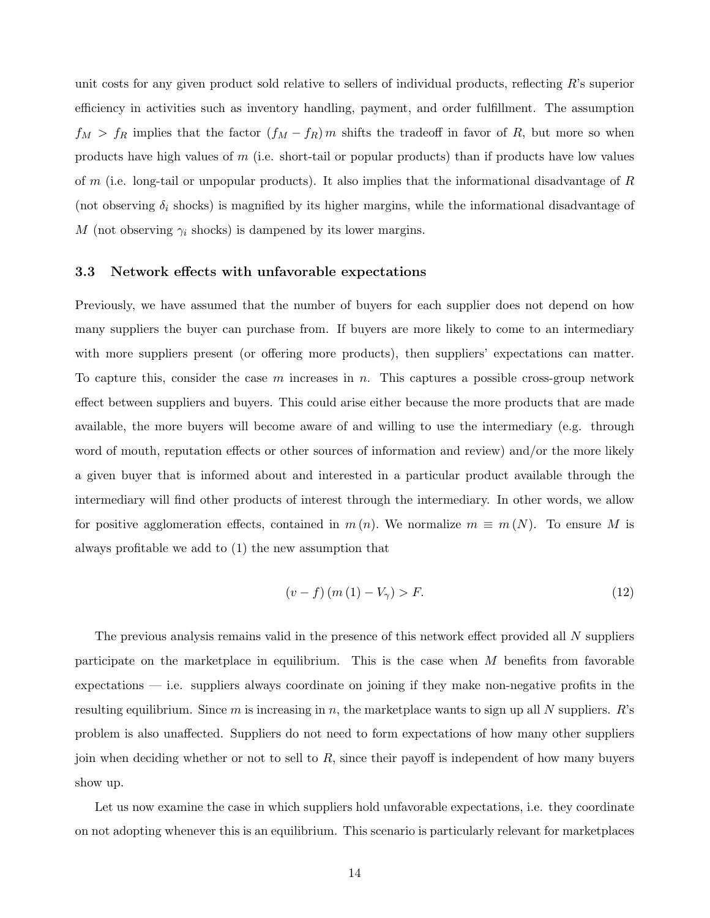unit costs for any given product sold relative to sellers of individual products, reflecting $R$'s superior efficiency in activities such as inventory handling, payment, and order fulfillment. The assumption $f_M > f_R$ implies that the factor $(f_M - f_R)\, m$ shifts the tradeoff in favor of $R$, but more so when products have high values of $m$ (i.e. short-tail or popular products) than if products have low values of $m$ (i.e. long-tail or unpopular products). It also implies that the informational disadvantage of $R$ (not observing $\delta_i$ shocks) is magnified by its higher margins, while the informational disadvantage of $M$ (not observing $\gamma_i$ shocks) is dampened by its lower margins.

### 3.3 Network effects with unfavorable expectations

Previously, we have assumed that the number of buyers for each supplier does not depend on how many suppliers the buyer can purchase from. If buyers are more likely to come to an intermediary with more suppliers present (or offering more products), then suppliers' expectations can matter. To capture this, consider the case $m$ increases in $n$. This captures a possible cross-group network effect between suppliers and buyers. This could arise either because the more products that are made available, the more buyers will become aware of and willing to use the intermediary (e.g. through word of mouth, reputation effects or other sources of information and review) and/or the more likely a given buyer that is informed about and interested in a particular product available through the intermediary will find other products of interest through the intermediary. In other words, we allow for positive agglomeration effects, contained in $m(n)$. We normalize $m \equiv m(N)$. To ensure $M$ is always profitable we add to (1) the new assumption that

$$(v - f)\left(m(1) - V_{\gamma}\right) > F. \tag{12}$$

The previous analysis remains valid in the presence of this network effect provided all $N$ suppliers participate on the marketplace in equilibrium. This is the case when $M$ benefits from favorable expectations — i.e. suppliers always coordinate on joining if they make non-negative profits in the resulting equilibrium. Since $m$ is increasing in $n$, the marketplace wants to sign up all $N$ suppliers. $R$'s problem is also unaffected. Suppliers do not need to form expectations of how many other suppliers join when deciding whether or not to sell to $R$, since their payoff is independent of how many buyers show up.

Let us now examine the case in which suppliers hold unfavorable expectations, i.e. they coordinate on not adopting whenever this is an equilibrium. This scenario is particularly relevant for marketplaces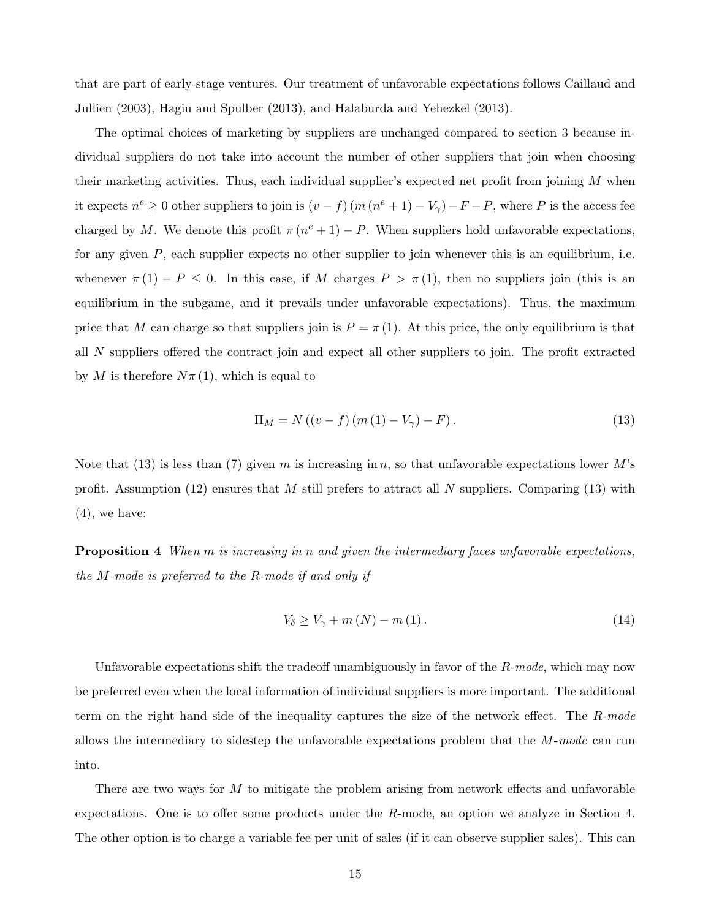that are part of early-stage ventures. Our treatment of unfavorable expectations follows Caillaud and Jullien (2003), Hagiu and Spulber (2013), and Halaburda and Yehezkel (2013).

The optimal choices of marketing by suppliers are unchanged compared to section 3 because individual suppliers do not take into account the number of other suppliers that join when choosing their marketing activities. Thus, each individual supplier's expected net profit from joining $M$ when it expects $n^e \geq 0$ other suppliers to join is $(v - f)(m(n^e + 1) - V_\gamma) - F - P$, where $P$ is the access fee charged by $M$. We denote this profit $\pi(n^e + 1) - P$. When suppliers hold unfavorable expectations, for any given $P$, each supplier expects no other supplier to join whenever this is an equilibrium, i.e. whenever $\pi(1) - P \leq 0$. In this case, if $M$ charges $P > \pi(1)$, then no suppliers join (this is an equilibrium in the subgame, and it prevails under unfavorable expectations). Thus, the maximum price that $M$ can charge so that suppliers join is $P = \pi(1)$. At this price, the only equilibrium is that all $N$ suppliers offered the contract join and expect all other suppliers to join. The profit extracted by $M$ is therefore $N\pi(1)$, which is equal to

$$\Pi_M = N((v - f)(m(1) - V_\gamma) - F). \tag{13}$$

Note that (13) is less than (7) given $m$ is increasing in $n$, so that unfavorable expectations lower $M$'s profit. Assumption (12) ensures that $M$ still prefers to attract all $N$ suppliers. Comparing (13) with (4), we have:

**Proposition 4** *When $m$ is increasing in $n$ and given the intermediary faces unfavorable expectations, the $M$-mode is preferred to the $R$-mode if and only if*

$$V_\delta \geq V_\gamma + m(N) - m(1). \tag{14}$$

Unfavorable expectations shift the tradeoff unambiguously in favor of the *R-mode*, which may now be preferred even when the local information of individual suppliers is more important. The additional term on the right hand side of the inequality captures the size of the network effect. The *R-mode* allows the intermediary to sidestep the unfavorable expectations problem that the *M-mode* can run into.

There are two ways for $M$ to mitigate the problem arising from network effects and unfavorable expectations. One is to offer some products under the $R$-mode, an option we analyze in Section 4. The other option is to charge a variable fee per unit of sales (if it can observe supplier sales). This can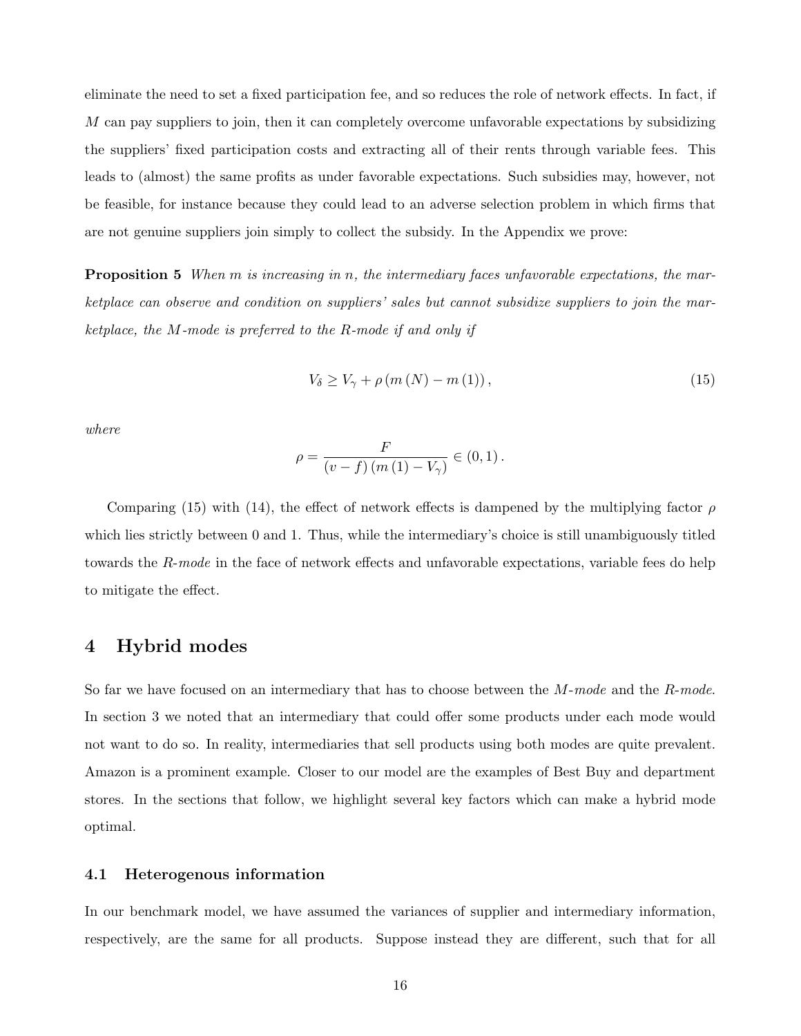eliminate the need to set a fixed participation fee, and so reduces the role of network effects. In fact, if $M$ can pay suppliers to join, then it can completely overcome unfavorable expectations by subsidizing the suppliers' fixed participation costs and extracting all of their rents through variable fees. This leads to (almost) the same profits as under favorable expectations. Such subsidies may, however, not be feasible, for instance because they could lead to an adverse selection problem in which firms that are not genuine suppliers join simply to collect the subsidy. In the Appendix we prove:

**Proposition 5** *When $m$ is increasing in $n$, the intermediary faces unfavorable expectations, the marketplace can observe and condition on suppliers' sales but cannot subsidize suppliers to join the marketplace, the M-mode is preferred to the R-mode if and only if*

$$V_{\delta} \geq V_{\gamma} + \rho \left( m\left( N\right) - m\left( 1\right) \right), \tag{15}$$

*where*

$$\rho = \frac{F}{\left( v - f\right) \left( m\left( 1\right) - V_{\gamma}\right) } \in \left( 0,1\right).$$

Comparing (15) with (14), the effect of network effects is dampened by the multiplying factor $\rho$ which lies strictly between 0 and 1. Thus, while the intermediary's choice is still unambiguously titled towards the *R-mode* in the face of network effects and unfavorable expectations, variable fees do help to mitigate the effect.

# 4 Hybrid modes

So far we have focused on an intermediary that has to choose between the *M-mode* and the *R-mode*. In section 3 we noted that an intermediary that could offer some products under each mode would not want to do so. In reality, intermediaries that sell products using both modes are quite prevalent. Amazon is a prominent example. Closer to our model are the examples of Best Buy and department stores. In the sections that follow, we highlight several key factors which can make a hybrid mode optimal.

## 4.1 Heterogenous information

In our benchmark model, we have assumed the variances of supplier and intermediary information, respectively, are the same for all products. Suppose instead they are different, such that for all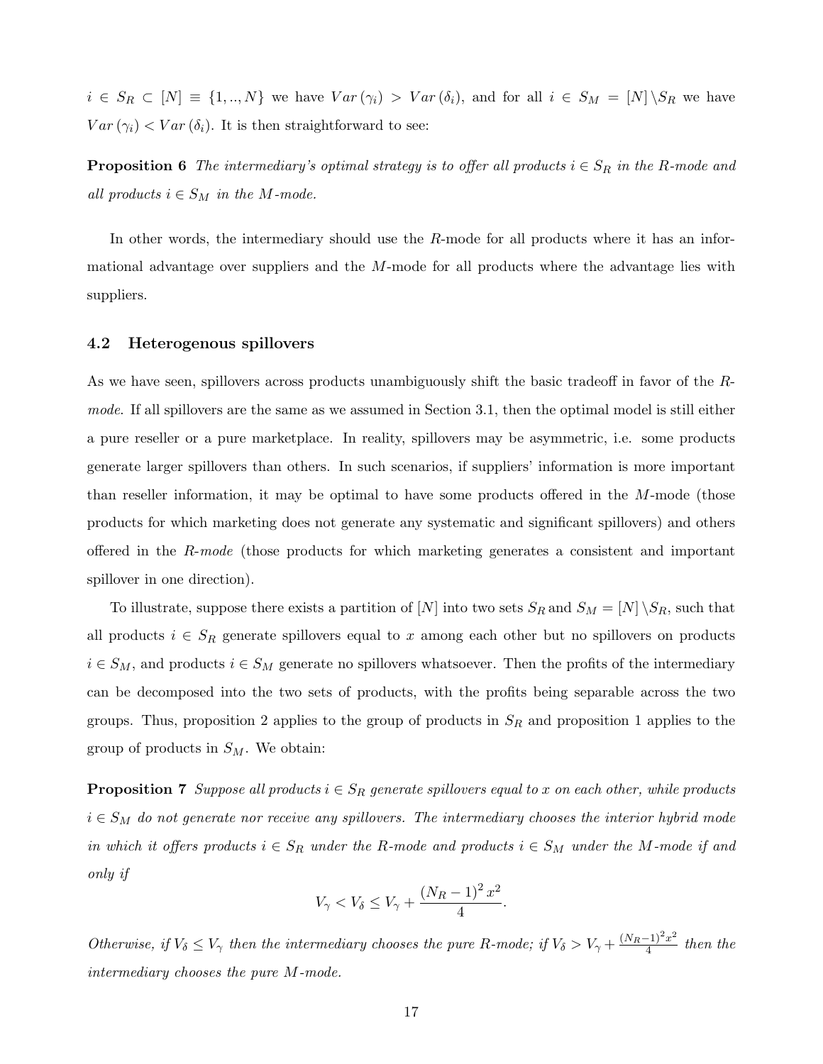$i \in S_R \subset [N] \equiv \{1, .., N\}$ we have $Var(\gamma_i) > Var(\delta_i)$, and for all $i \in S_M = [N] \setminus S_R$ we have $Var(\gamma_i) < Var(\delta_i)$. It is then straightforward to see:

**Proposition 6** *The intermediary's optimal strategy is to offer all products $i \in S_R$ in the R-mode and all products $i \in S_M$ in the M-mode.*

In other words, the intermediary should use the $R$-mode for all products where it has an informational advantage over suppliers and the $M$-mode for all products where the advantage lies with suppliers.

### 4.2 Heterogenous spillovers

As we have seen, spillovers across products unambiguously shift the basic tradeoff in favor of the *R-mode*. If all spillovers are the same as we assumed in Section 3.1, then the optimal model is still either a pure reseller or a pure marketplace. In reality, spillovers may be asymmetric, i.e. some products generate larger spillovers than others. In such scenarios, if suppliers' information is more important than reseller information, it may be optimal to have some products offered in the $M$-mode (those products for which marketing does not generate any systematic and significant spillovers) and others offered in the *R-mode* (those products for which marketing generates a consistent and important spillover in one direction).

To illustrate, suppose there exists a partition of $[N]$ into two sets $S_R$ and $S_M = [N] \setminus S_R$, such that all products $i \in S_R$ generate spillovers equal to $x$ among each other but no spillovers on products $i \in S_M$, and products $i \in S_M$ generate no spillovers whatsoever. Then the profits of the intermediary can be decomposed into the two sets of products, with the profits being separable across the two groups. Thus, proposition 2 applies to the group of products in $S_R$ and proposition 1 applies to the group of products in $S_M$. We obtain:

**Proposition 7** *Suppose all products $i \in S_R$ generate spillovers equal to $x$ on each other, while products $i \in S_M$ do not generate nor receive any spillovers. The intermediary chooses the interior hybrid mode in which it offers products $i \in S_R$ under the R-mode and products $i \in S_M$ under the M-mode if and only if*

$$V_\gamma < V_\delta \leq V_\gamma + \frac{(N_R - 1)^2 x^2}{4}.$$

*Otherwise, if $V_\delta \leq V_\gamma$ then the intermediary chooses the pure R-mode; if $V_\delta > V_\gamma + \frac{(N_R-1)^2 x^2}{4}$ then the intermediary chooses the pure M-mode.*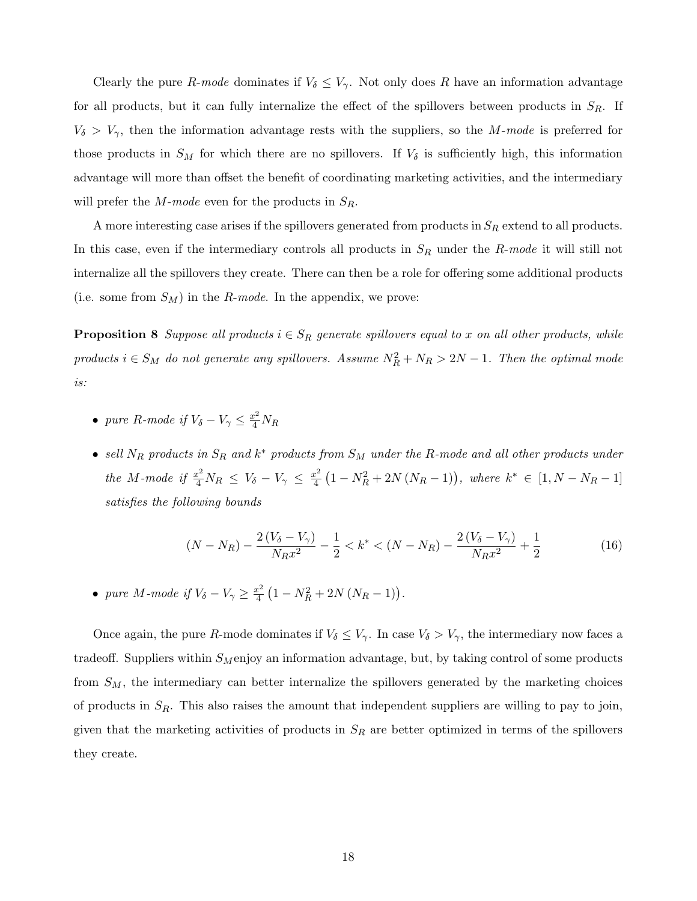Clearly the pure *R-mode* dominates if $V_\delta \leq V_\gamma$. Not only does $R$ have an information advantage for all products, but it can fully internalize the effect of the spillovers between products in $S_R$. If $V_\delta > V_\gamma$, then the information advantage rests with the suppliers, so the *M-mode* is preferred for those products in $S_M$ for which there are no spillovers. If $V_\delta$ is sufficiently high, this information advantage will more than offset the benefit of coordinating marketing activities, and the intermediary will prefer the *M-mode* even for the products in $S_R$.

A more interesting case arises if the spillovers generated from products in $S_R$ extend to all products. In this case, even if the intermediary controls all products in $S_R$ under the *R-mode* it will still not internalize all the spillovers they create. There can then be a role for offering some additional products (i.e. some from $S_M$) in the *R-mode*. In the appendix, we prove:

**Proposition 8** *Suppose all products $i \in S_R$ generate spillovers equal to $x$ on all other products, while products $i \in S_M$ do not generate any spillovers. Assume $N_R^2 + N_R > 2N - 1$. Then the optimal mode is:*

- *pure R-mode if $V_\delta - V_\gamma \leq \frac{x^2}{4} N_R$*
- *sell $N_R$ products in $S_R$ and $k^*$ products from $S_M$ under the R-mode and all other products under the M-mode if $\frac{x^2}{4} N_R \leq V_\delta - V_\gamma \leq \frac{x^2}{4}\left(1 - N_R^2 + 2N(N_R - 1)\right)$, where $k^* \in [1, N - N_R - 1]$ satisfies the following bounds*

$$(N - N_R) - \frac{2(V_\delta - V_\gamma)}{N_R x^2} - \frac{1}{2} < k^* < (N - N_R) - \frac{2(V_\delta - V_\gamma)}{N_R x^2} + \frac{1}{2} \tag{16}$$

- *pure M-mode if $V_\delta - V_\gamma \geq \frac{x^2}{4}\left(1 - N_R^2 + 2N(N_R - 1)\right)$.*

Once again, the pure $R$-mode dominates if $V_\delta \leq V_\gamma$. In case $V_\delta > V_\gamma$, the intermediary now faces a tradeoff. Suppliers within $S_M$enjoy an information advantage, but, by taking control of some products from $S_M$, the intermediary can better internalize the spillovers generated by the marketing choices of products in $S_R$. This also raises the amount that independent suppliers are willing to pay to join, given that the marketing activities of products in $S_R$ are better optimized in terms of the spillovers they create.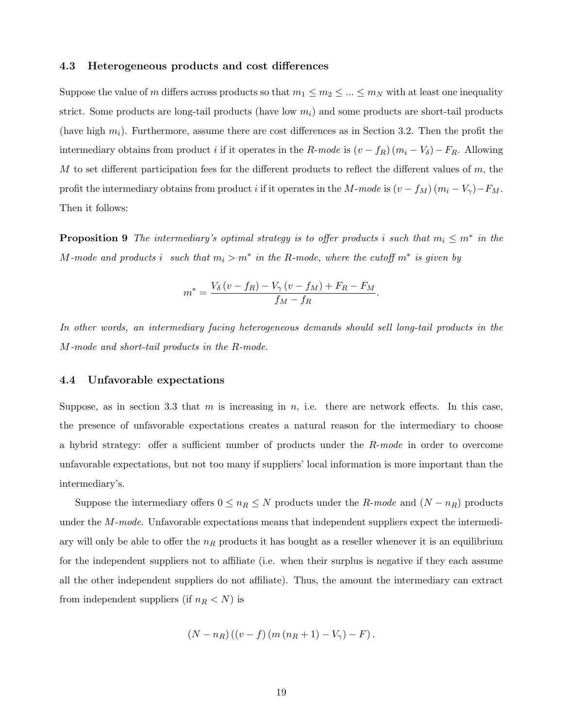### 4.3 Heterogeneous products and cost differences

Suppose the value of $m$ differs across products so that $m_1 \leq m_2 \leq ... \leq m_N$ with at least one inequality strict. Some products are long-tail products (have low $m_i$) and some products are short-tail products (have high $m_i$). Furthermore, assume there are cost differences as in Section 3.2. Then the profit the intermediary obtains from product $i$ if it operates in the *R-mode* is $(v - f_R)(m_i - V_\delta) - F_R$. Allowing $M$ to set different participation fees for the different products to reflect the different values of $m$, the profit the intermediary obtains from product $i$ if it operates in the *M-mode* is $(v - f_M)(m_i - V_\gamma) - F_M$. Then it follows:

**Proposition 9** *The intermediary's optimal strategy is to offer products $i$ such that $m_i \leq m^*$ in the M-mode and products $i$ such that $m_i > m^*$ in the R-mode, where the cutoff $m^*$ is given by*

$$m^* = \frac{V_\delta (v - f_R) - V_\gamma (v - f_M) + F_R - F_M}{f_M - f_R}.$$

*In other words, an intermediary facing heterogeneous demands should sell long-tail products in the M-mode and short-tail products in the R-mode.*

### 4.4 Unfavorable expectations

Suppose, as in section 3.3 that $m$ is increasing in $n$, i.e. there are network effects. In this case, the presence of unfavorable expectations creates a natural reason for the intermediary to choose a hybrid strategy: offer a sufficient number of products under the *R-mode* in order to overcome unfavorable expectations, but not too many if suppliers' local information is more important than the intermediary's.

Suppose the intermediary offers $0 \leq n_R \leq N$ products under the *R-mode* and $(N - n_R)$ products under the *M-mode*. Unfavorable expectations means that independent suppliers expect the intermediary will only be able to offer the $n_R$ products it has bought as a reseller whenever it is an equilibrium for the independent suppliers not to affiliate (i.e. when their surplus is negative if they each assume all the other independent suppliers do not affiliate). Thus, the amount the intermediary can extract from independent suppliers (if $n_R < N$) is

$$(N - n_R)\left((v - f)\left(m\left(n_R + 1\right) - V_\gamma\right) - F\right).$$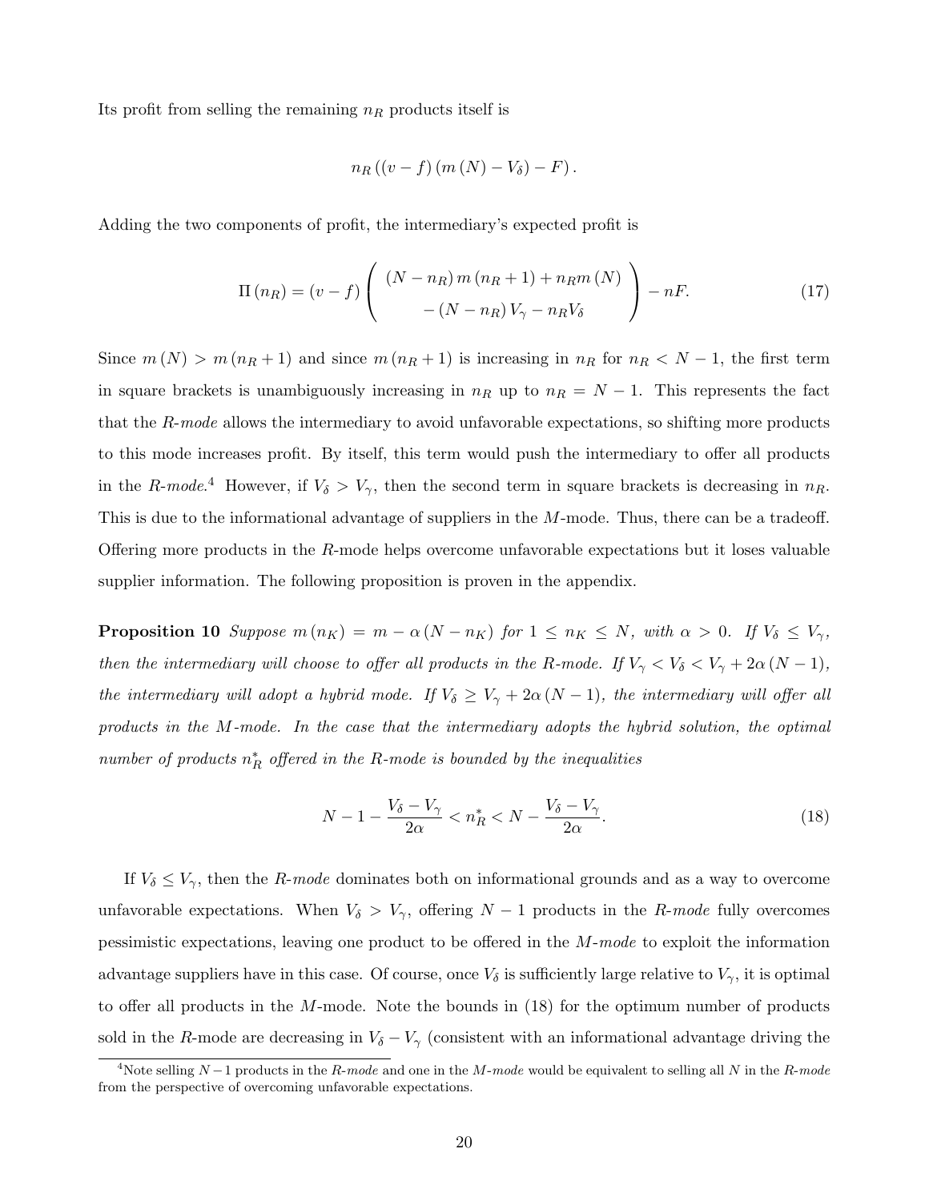Its profit from selling the remaining $n_R$ products itself is

$$n_R\left(\left(v-f\right)\left(m\left(N\right)-V_\delta\right)-F\right).$$

Adding the two components of profit, the intermediary's expected profit is

$$\Pi\left(n_R\right)=\left(v-f\right)\left(\begin{array}{c}\left(N-n_R\right)m\left(n_R+1\right)+n_R m\left(N\right)\\ -\left(N-n_R\right)V_\gamma-n_R V_\delta\end{array}\right)-nF. \tag{17}$$

Since $m\left(N\right)>m\left(n_R+1\right)$ and since $m\left(n_R+1\right)$ is increasing in $n_R$ for $n_R<N-1$, the first term in square brackets is unambiguously increasing in $n_R$ up to $n_R=N-1$. This represents the fact that the *R-mode* allows the intermediary to avoid unfavorable expectations, so shifting more products to this mode increases profit. By itself, this term would push the intermediary to offer all products in the *R-mode*.[4] However, if $V_\delta>V_\gamma$, then the second term in square brackets is decreasing in $n_R$. This is due to the informational advantage of suppliers in the $M$-mode. Thus, there can be a tradeoff. Offering more products in the $R$-mode helps overcome unfavorable expectations but it loses valuable supplier information. The following proposition is proven in the appendix.

**Proposition 10** *Suppose $m\left(n_K\right)=m-\alpha\left(N-n_K\right)$ for $1\leq n_K\leq N$, with $\alpha>0$. If $V_\delta\leq V_\gamma$, then the intermediary will choose to offer all products in the R-mode. If $V_\gamma<V_\delta<V_\gamma+2\alpha\left(N-1\right)$, the intermediary will adopt a hybrid mode. If $V_\delta\geq V_\gamma+2\alpha\left(N-1\right)$, the intermediary will offer all products in the $M$-mode. In the case that the intermediary adopts the hybrid solution, the optimal number of products $n_R^*$ offered in the R-mode is bounded by the inequalities*

$$N-1-\frac{V_\delta-V_\gamma}{2\alpha}<n_R^*<N-\frac{V_\delta-V_\gamma}{2\alpha}. \tag{18}$$

If $V_\delta\leq V_\gamma$, then the *R-mode* dominates both on informational grounds and as a way to overcome unfavorable expectations. When $V_\delta>V_\gamma$, offering $N-1$ products in the *R-mode* fully overcomes pessimistic expectations, leaving one product to be offered in the *M-mode* to exploit the information advantage suppliers have in this case. Of course, once $V_\delta$ is sufficiently large relative to $V_\gamma$, it is optimal to offer all products in the $M$-mode. Note the bounds in (18) for the optimum number of products sold in the $R$-mode are decreasing in $V_\delta-V_\gamma$ (consistent with an informational advantage driving the

[4] Note selling $N-1$ products in the *R-mode* and one in the *M-mode* would be equivalent to selling all $N$ in the *R-mode* from the perspective of overcoming unfavorable expectations.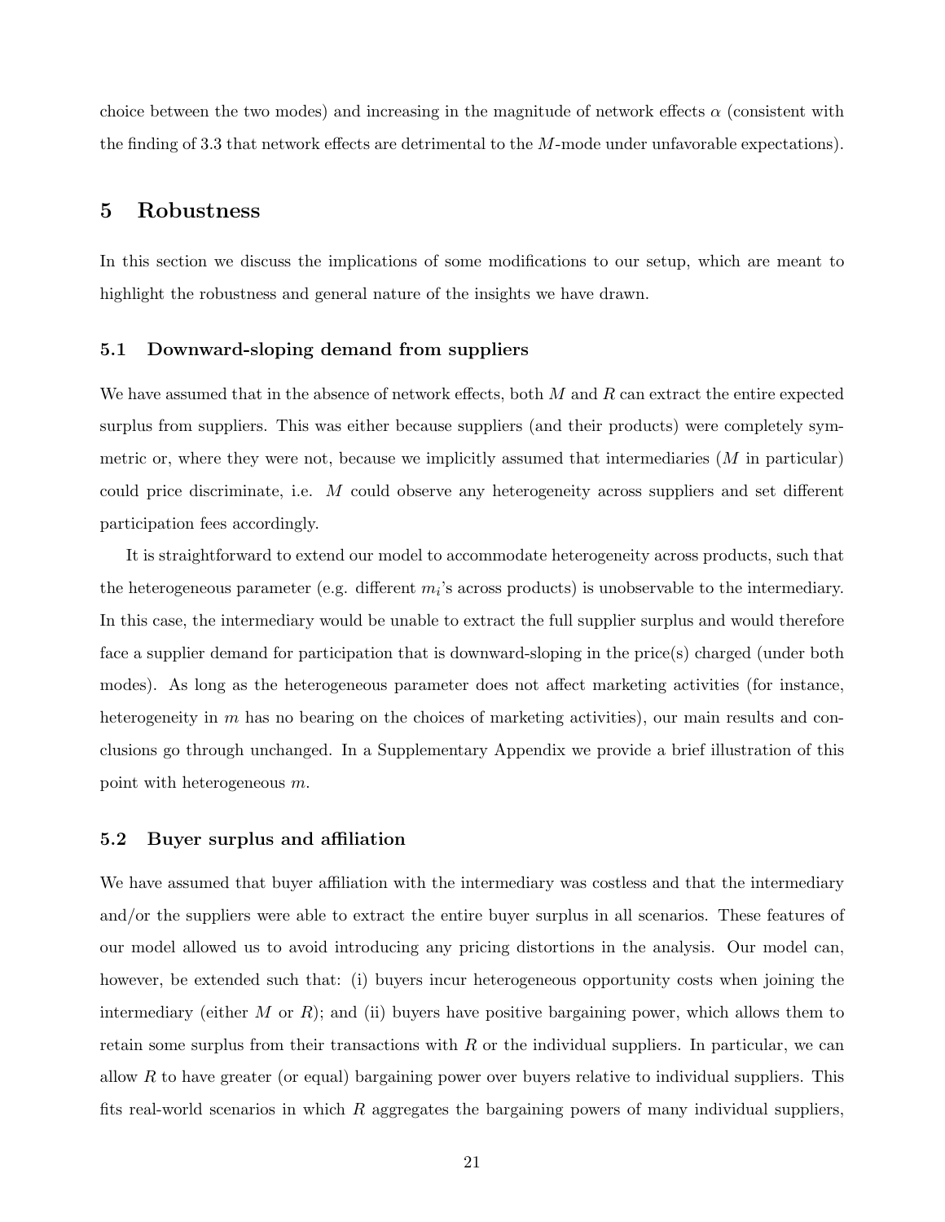choice between the two modes) and increasing in the magnitude of network effects $\alpha$ (consistent with the finding of 3.3 that network effects are detrimental to the $M$-mode under unfavorable expectations).

# 5 Robustness

In this section we discuss the implications of some modifications to our setup, which are meant to highlight the robustness and general nature of the insights we have drawn.

## 5.1 Downward-sloping demand from suppliers

We have assumed that in the absence of network effects, both $M$ and $R$ can extract the entire expected surplus from suppliers. This was either because suppliers (and their products) were completely symmetric or, where they were not, because we implicitly assumed that intermediaries ($M$ in particular) could price discriminate, i.e. $M$ could observe any heterogeneity across suppliers and set different participation fees accordingly.

It is straightforward to extend our model to accommodate heterogeneity across products, such that the heterogeneous parameter (e.g. different $m_i$'s across products) is unobservable to the intermediary. In this case, the intermediary would be unable to extract the full supplier surplus and would therefore face a supplier demand for participation that is downward-sloping in the price(s) charged (under both modes). As long as the heterogeneous parameter does not affect marketing activities (for instance, heterogeneity in $m$ has no bearing on the choices of marketing activities), our main results and conclusions go through unchanged. In a Supplementary Appendix we provide a brief illustration of this point with heterogeneous $m$.

## 5.2 Buyer surplus and affiliation

We have assumed that buyer affiliation with the intermediary was costless and that the intermediary and/or the suppliers were able to extract the entire buyer surplus in all scenarios. These features of our model allowed us to avoid introducing any pricing distortions in the analysis. Our model can, however, be extended such that: (i) buyers incur heterogeneous opportunity costs when joining the intermediary (either $M$ or $R$); and (ii) buyers have positive bargaining power, which allows them to retain some surplus from their transactions with $R$ or the individual suppliers. In particular, we can allow $R$ to have greater (or equal) bargaining power over buyers relative to individual suppliers. This fits real-world scenarios in which $R$ aggregates the bargaining powers of many individual suppliers,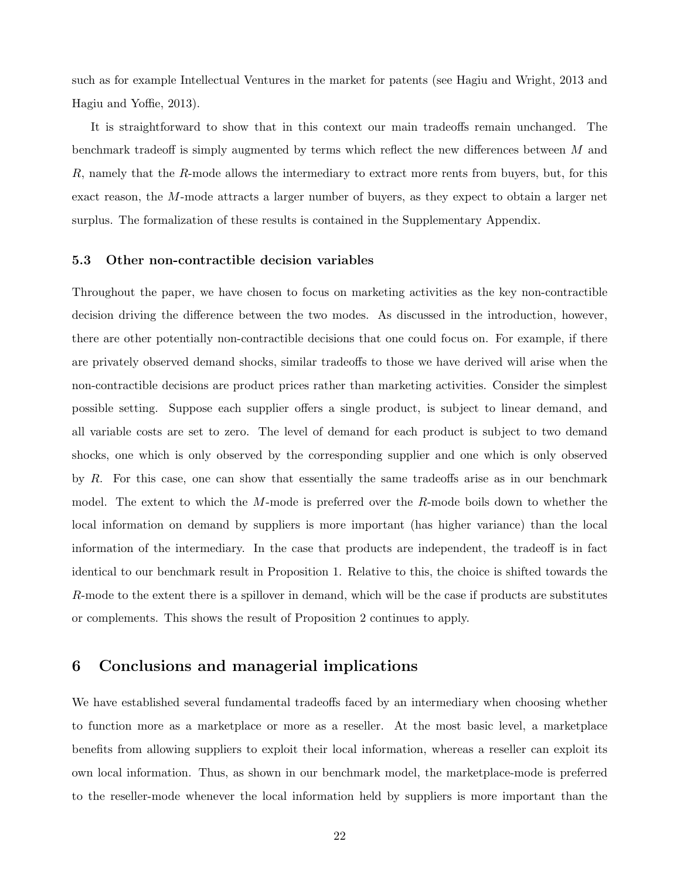such as for example Intellectual Ventures in the market for patents (see Hagiu and Wright, 2013 and Hagiu and Yoffie, 2013).

It is straightforward to show that in this context our main tradeoffs remain unchanged. The benchmark tradeoff is simply augmented by terms which reflect the new differences between $M$ and $R$, namely that the $R$-mode allows the intermediary to extract more rents from buyers, but, for this exact reason, the $M$-mode attracts a larger number of buyers, as they expect to obtain a larger net surplus. The formalization of these results is contained in the Supplementary Appendix.

### 5.3 Other non-contractible decision variables

Throughout the paper, we have chosen to focus on marketing activities as the key non-contractible decision driving the difference between the two modes. As discussed in the introduction, however, there are other potentially non-contractible decisions that one could focus on. For example, if there are privately observed demand shocks, similar tradeoffs to those we have derived will arise when the non-contractible decisions are product prices rather than marketing activities. Consider the simplest possible setting. Suppose each supplier offers a single product, is subject to linear demand, and all variable costs are set to zero. The level of demand for each product is subject to two demand shocks, one which is only observed by the corresponding supplier and one which is only observed by $R$. For this case, one can show that essentially the same tradeoffs arise as in our benchmark model. The extent to which the $M$-mode is preferred over the $R$-mode boils down to whether the local information on demand by suppliers is more important (has higher variance) than the local information of the intermediary. In the case that products are independent, the tradeoff is in fact identical to our benchmark result in Proposition 1. Relative to this, the choice is shifted towards the $R$-mode to the extent there is a spillover in demand, which will be the case if products are substitutes or complements. This shows the result of Proposition 2 continues to apply.

## 6 Conclusions and managerial implications

We have established several fundamental tradeoffs faced by an intermediary when choosing whether to function more as a marketplace or more as a reseller. At the most basic level, a marketplace benefits from allowing suppliers to exploit their local information, whereas a reseller can exploit its own local information. Thus, as shown in our benchmark model, the marketplace-mode is preferred to the reseller-mode whenever the local information held by suppliers is more important than the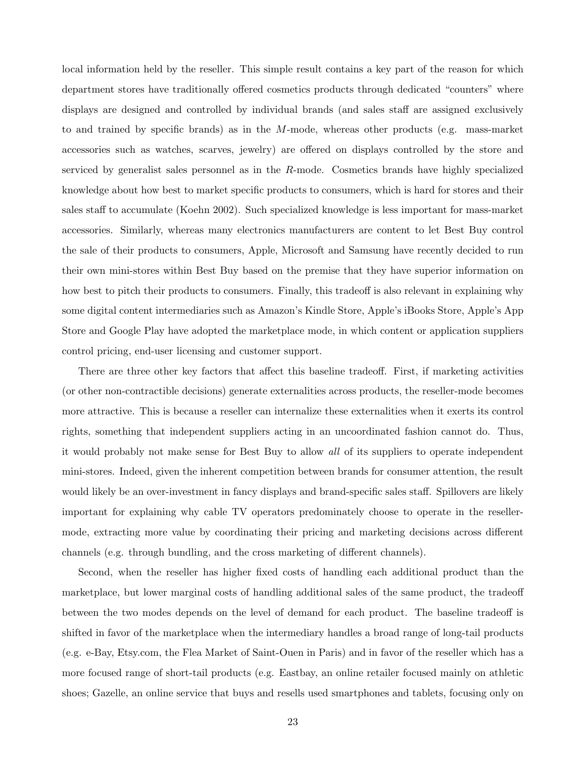local information held by the reseller. This simple result contains a key part of the reason for which department stores have traditionally offered cosmetics products through dedicated "counters" where displays are designed and controlled by individual brands (and sales staff are assigned exclusively to and trained by specific brands) as in the $M$-mode, whereas other products (e.g. mass-market accessories such as watches, scarves, jewelry) are offered on displays controlled by the store and serviced by generalist sales personnel as in the $R$-mode. Cosmetics brands have highly specialized knowledge about how best to market specific products to consumers, which is hard for stores and their sales staff to accumulate (Koehn 2002). Such specialized knowledge is less important for mass-market accessories. Similarly, whereas many electronics manufacturers are content to let Best Buy control the sale of their products to consumers, Apple, Microsoft and Samsung have recently decided to run their own mini-stores within Best Buy based on the premise that they have superior information on how best to pitch their products to consumers. Finally, this tradeoff is also relevant in explaining why some digital content intermediaries such as Amazon's Kindle Store, Apple's iBooks Store, Apple's App Store and Google Play have adopted the marketplace mode, in which content or application suppliers control pricing, end-user licensing and customer support.

There are three other key factors that affect this baseline tradeoff. First, if marketing activities (or other non-contractible decisions) generate externalities across products, the reseller-mode becomes more attractive. This is because a reseller can internalize these externalities when it exerts its control rights, something that independent suppliers acting in an uncoordinated fashion cannot do. Thus, it would probably not make sense for Best Buy to allow *all* of its suppliers to operate independent mini-stores. Indeed, given the inherent competition between brands for consumer attention, the result would likely be an over-investment in fancy displays and brand-specific sales staff. Spillovers are likely important for explaining why cable TV operators predominately choose to operate in the reseller-mode, extracting more value by coordinating their pricing and marketing decisions across different channels (e.g. through bundling, and the cross marketing of different channels).

Second, when the reseller has higher fixed costs of handling each additional product than the marketplace, but lower marginal costs of handling additional sales of the same product, the tradeoff between the two modes depends on the level of demand for each product. The baseline tradeoff is shifted in favor of the marketplace when the intermediary handles a broad range of long-tail products (e.g. e-Bay, Etsy.com, the Flea Market of Saint-Ouen in Paris) and in favor of the reseller which has a more focused range of short-tail products (e.g. Eastbay, an online retailer focused mainly on athletic shoes; Gazelle, an online service that buys and resells used smartphones and tablets, focusing only on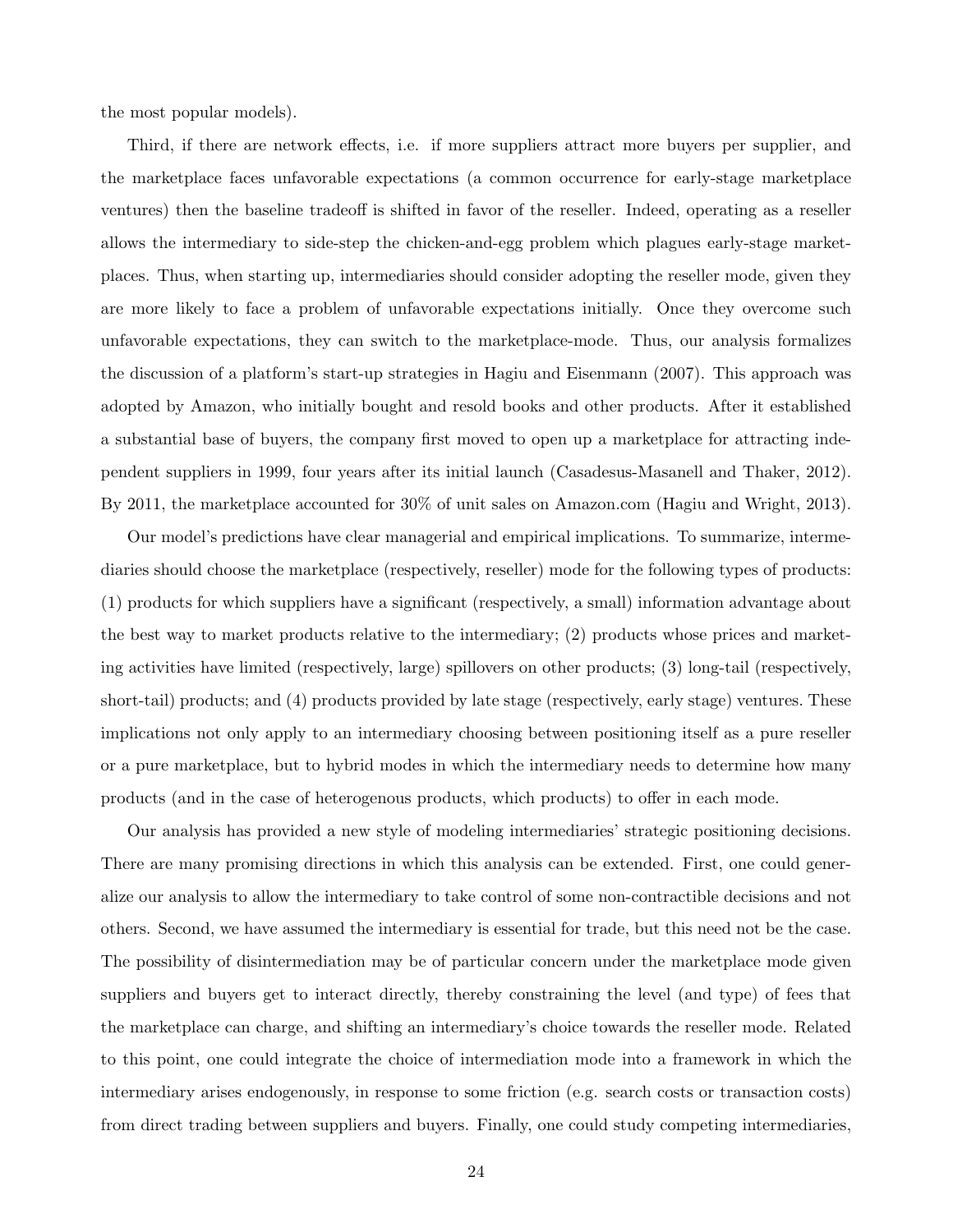the most popular models).

Third, if there are network effects, i.e. if more suppliers attract more buyers per supplier, and the marketplace faces unfavorable expectations (a common occurrence for early-stage marketplace ventures) then the baseline tradeoff is shifted in favor of the reseller. Indeed, operating as a reseller allows the intermediary to side-step the chicken-and-egg problem which plagues early-stage marketplaces. Thus, when starting up, intermediaries should consider adopting the reseller mode, given they are more likely to face a problem of unfavorable expectations initially. Once they overcome such unfavorable expectations, they can switch to the marketplace-mode. Thus, our analysis formalizes the discussion of a platform's start-up strategies in Hagiu and Eisenmann (2007). This approach was adopted by Amazon, who initially bought and resold books and other products. After it established a substantial base of buyers, the company first moved to open up a marketplace for attracting independent suppliers in 1999, four years after its initial launch (Casadesus-Masanell and Thaker, 2012). By 2011, the marketplace accounted for 30% of unit sales on Amazon.com (Hagiu and Wright, 2013).

Our model's predictions have clear managerial and empirical implications. To summarize, intermediaries should choose the marketplace (respectively, reseller) mode for the following types of products: (1) products for which suppliers have a significant (respectively, a small) information advantage about the best way to market products relative to the intermediary; (2) products whose prices and marketing activities have limited (respectively, large) spillovers on other products; (3) long-tail (respectively, short-tail) products; and (4) products provided by late stage (respectively, early stage) ventures. These implications not only apply to an intermediary choosing between positioning itself as a pure reseller or a pure marketplace, but to hybrid modes in which the intermediary needs to determine how many products (and in the case of heterogenous products, which products) to offer in each mode.

Our analysis has provided a new style of modeling intermediaries' strategic positioning decisions. There are many promising directions in which this analysis can be extended. First, one could generalize our analysis to allow the intermediary to take control of some non-contractible decisions and not others. Second, we have assumed the intermediary is essential for trade, but this need not be the case. The possibility of disintermediation may be of particular concern under the marketplace mode given suppliers and buyers get to interact directly, thereby constraining the level (and type) of fees that the marketplace can charge, and shifting an intermediary's choice towards the reseller mode. Related to this point, one could integrate the choice of intermediation mode into a framework in which the intermediary arises endogenously, in response to some friction (e.g. search costs or transaction costs) from direct trading between suppliers and buyers. Finally, one could study competing intermediaries,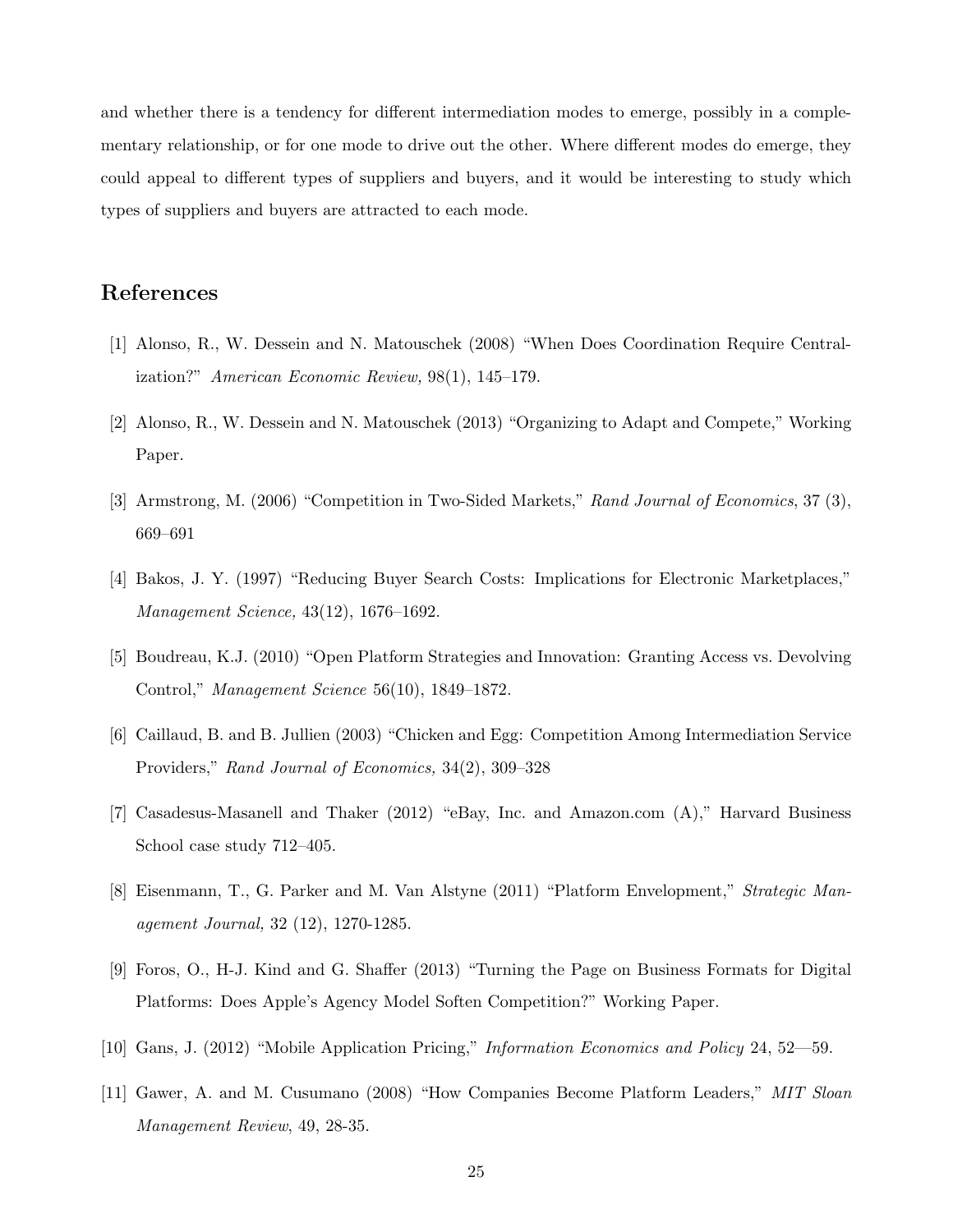and whether there is a tendency for different intermediation modes to emerge, possibly in a complementary relationship, or for one mode to drive out the other. Where different modes do emerge, they could appeal to different types of suppliers and buyers, and it would be interesting to study which types of suppliers and buyers are attracted to each mode.

## References

[1] Alonso, R., W. Dessein and N. Matouschek (2008) "When Does Coordination Require Centralization?" *American Economic Review,* 98(1), 145–179.

[2] Alonso, R., W. Dessein and N. Matouschek (2013) "Organizing to Adapt and Compete," Working Paper.

[3] Armstrong, M. (2006) "Competition in Two-Sided Markets," *Rand Journal of Economics*, 37 (3), 669–691

[4] Bakos, J. Y. (1997) "Reducing Buyer Search Costs: Implications for Electronic Marketplaces," *Management Science,* 43(12), 1676–1692.

[5] Boudreau, K.J. (2010) "Open Platform Strategies and Innovation: Granting Access vs. Devolving Control," *Management Science* 56(10), 1849–1872.

[6] Caillaud, B. and B. Jullien (2003) "Chicken and Egg: Competition Among Intermediation Service Providers," *Rand Journal of Economics,* 34(2), 309–328

[7] Casadesus-Masanell and Thaker (2012) "eBay, Inc. and Amazon.com (A)," Harvard Business School case study 712–405.

[8] Eisenmann, T., G. Parker and M. Van Alstyne (2011) "Platform Envelopment," *Strategic Management Journal,* 32 (12), 1270-1285.

[9] Foros, O., H-J. Kind and G. Shaffer (2013) "Turning the Page on Business Formats for Digital Platforms: Does Apple's Agency Model Soften Competition?" Working Paper.

[10] Gans, J. (2012) "Mobile Application Pricing," *Information Economics and Policy* 24, 52—59.

[11] Gawer, A. and M. Cusumano (2008) "How Companies Become Platform Leaders," *MIT Sloan Management Review*, 49, 28-35.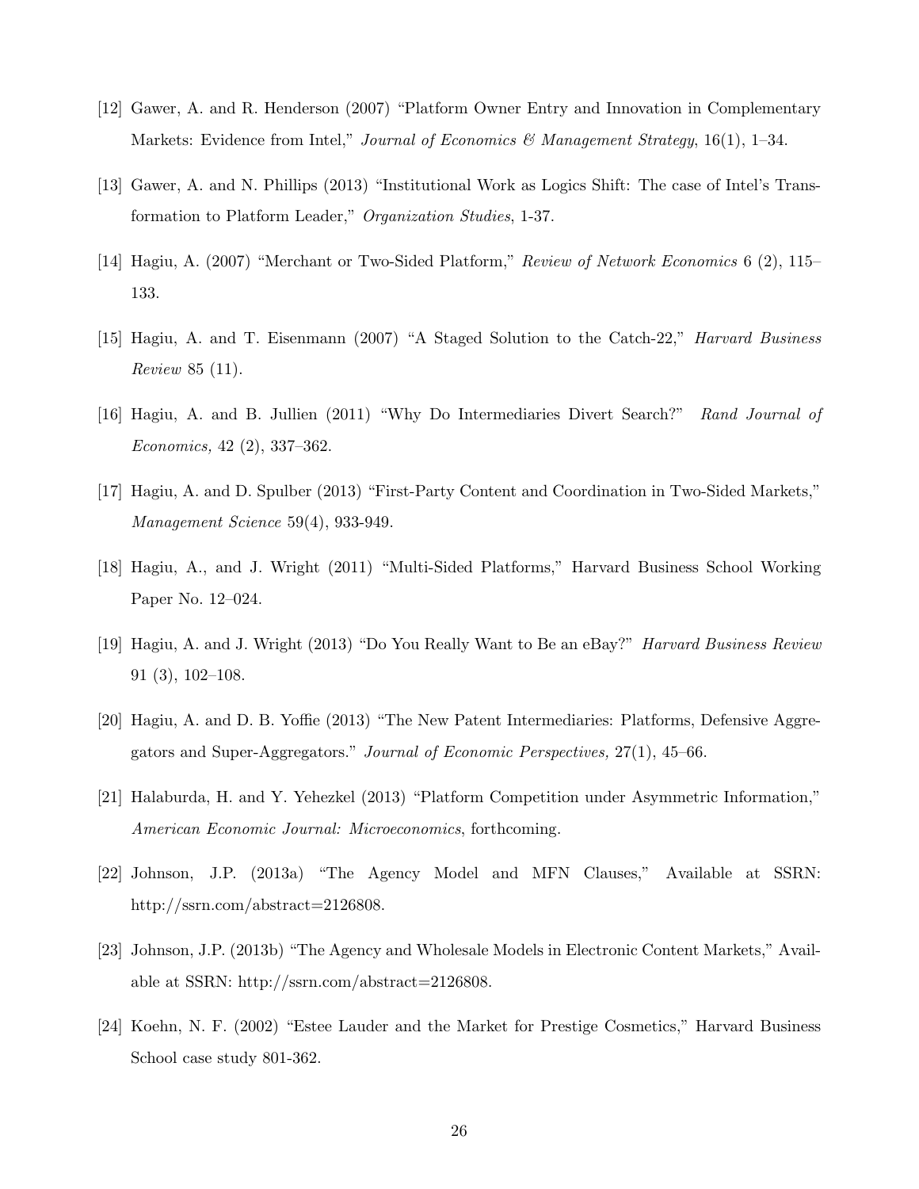[12] Gawer, A. and R. Henderson (2007) "Platform Owner Entry and Innovation in Complementary Markets: Evidence from Intel," *Journal of Economics & Management Strategy*, 16(1), 1–34.

[13] Gawer, A. and N. Phillips (2013) "Institutional Work as Logics Shift: The case of Intel's Transformation to Platform Leader," *Organization Studies*, 1-37.

[14] Hagiu, A. (2007) "Merchant or Two-Sided Platform," *Review of Network Economics* 6 (2), 115–133.

[15] Hagiu, A. and T. Eisenmann (2007) "A Staged Solution to the Catch-22," *Harvard Business Review* 85 (11).

[16] Hagiu, A. and B. Jullien (2011) "Why Do Intermediaries Divert Search?" *Rand Journal of Economics,* 42 (2), 337–362.

[17] Hagiu, A. and D. Spulber (2013) "First-Party Content and Coordination in Two-Sided Markets," *Management Science* 59(4), 933-949.

[18] Hagiu, A., and J. Wright (2011) "Multi-Sided Platforms," Harvard Business School Working Paper No. 12–024.

[19] Hagiu, A. and J. Wright (2013) "Do You Really Want to Be an eBay?" *Harvard Business Review* 91 (3), 102–108.

[20] Hagiu, A. and D. B. Yoffie (2013) "The New Patent Intermediaries: Platforms, Defensive Aggregators and Super-Aggregators." *Journal of Economic Perspectives,* 27(1), 45–66.

[21] Halaburda, H. and Y. Yehezkel (2013) "Platform Competition under Asymmetric Information," *American Economic Journal: Microeconomics*, forthcoming.

[22] Johnson, J.P. (2013a) "The Agency Model and MFN Clauses," Available at SSRN: http://ssrn.com/abstract=2126808.

[23] Johnson, J.P. (2013b) "The Agency and Wholesale Models in Electronic Content Markets," Available at SSRN: http://ssrn.com/abstract=2126808.

[24] Koehn, N. F. (2002) "Estee Lauder and the Market for Prestige Cosmetics," Harvard Business School case study 801-362.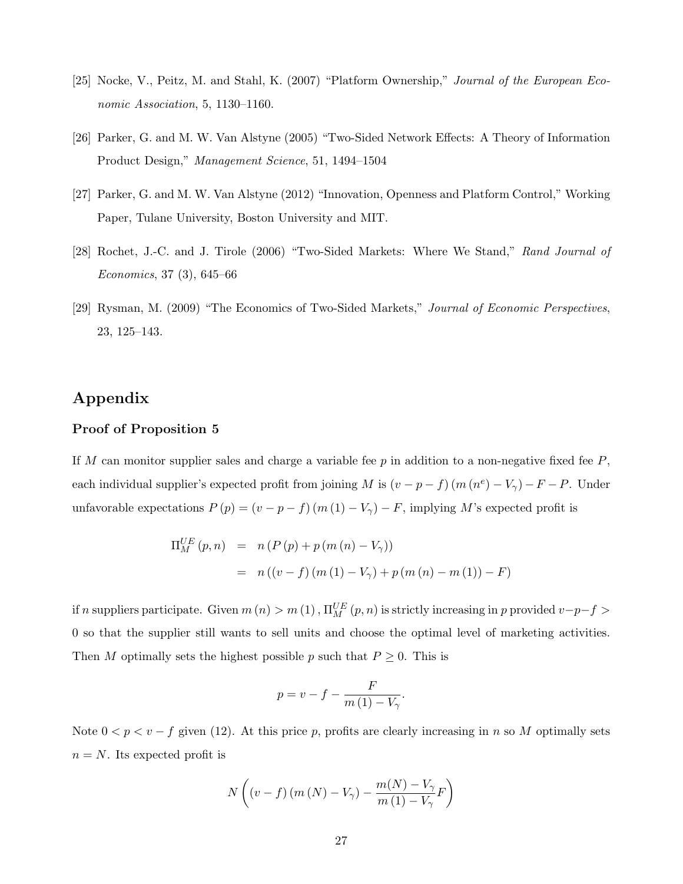[25] Nocke, V., Peitz, M. and Stahl, K. (2007) "Platform Ownership," *Journal of the European Economic Association*, 5, 1130–1160.

[26] Parker, G. and M. W. Van Alstyne (2005) "Two-Sided Network Effects: A Theory of Information Product Design," *Management Science*, 51, 1494–1504

[27] Parker, G. and M. W. Van Alstyne (2012) "Innovation, Openness and Platform Control," Working Paper, Tulane University, Boston University and MIT.

[28] Rochet, J.-C. and J. Tirole (2006) "Two-Sided Markets: Where We Stand," *Rand Journal of Economics*, 37 (3), 645–66

[29] Rysman, M. (2009) "The Economics of Two-Sided Markets," *Journal of Economic Perspectives*, 23, 125–143.

# Appendix

### Proof of Proposition 5

If $M$ can monitor supplier sales and charge a variable fee $p$ in addition to a non-negative fixed fee $P$, each individual supplier's expected profit from joining $M$ is $(v - p - f)(m(n^e) - V_\gamma) - F - P$. Under unfavorable expectations $P(p) = (v - p - f)(m(1) - V_\gamma) - F$, implying $M$'s expected profit is

$$\begin{aligned}
\Pi_M^{UE}(p, n) &= n(P(p) + p(m(n) - V_\gamma)) \\
&= n((v - f)(m(1) - V_\gamma) + p(m(n) - m(1)) - F)
\end{aligned}$$

if $n$ suppliers participate. Given $m(n) > m(1)$, $\Pi_M^{UE}(p, n)$ is strictly increasing in $p$ provided $v - p - f > 0$ so that the supplier still wants to sell units and choose the optimal level of marketing activities. Then $M$ optimally sets the highest possible $p$ such that $P \geq 0$. This is

$$p = v - f - \frac{F}{m(1) - V_\gamma}.$$

Note $0 < p < v - f$ given (12). At this price $p$, profits are clearly increasing in $n$ so $M$ optimally sets $n = N$. Its expected profit is

$$N\left((v - f)(m(N) - V_\gamma) - \frac{m(N) - V_\gamma}{m(1) - V_\gamma}F\right)$$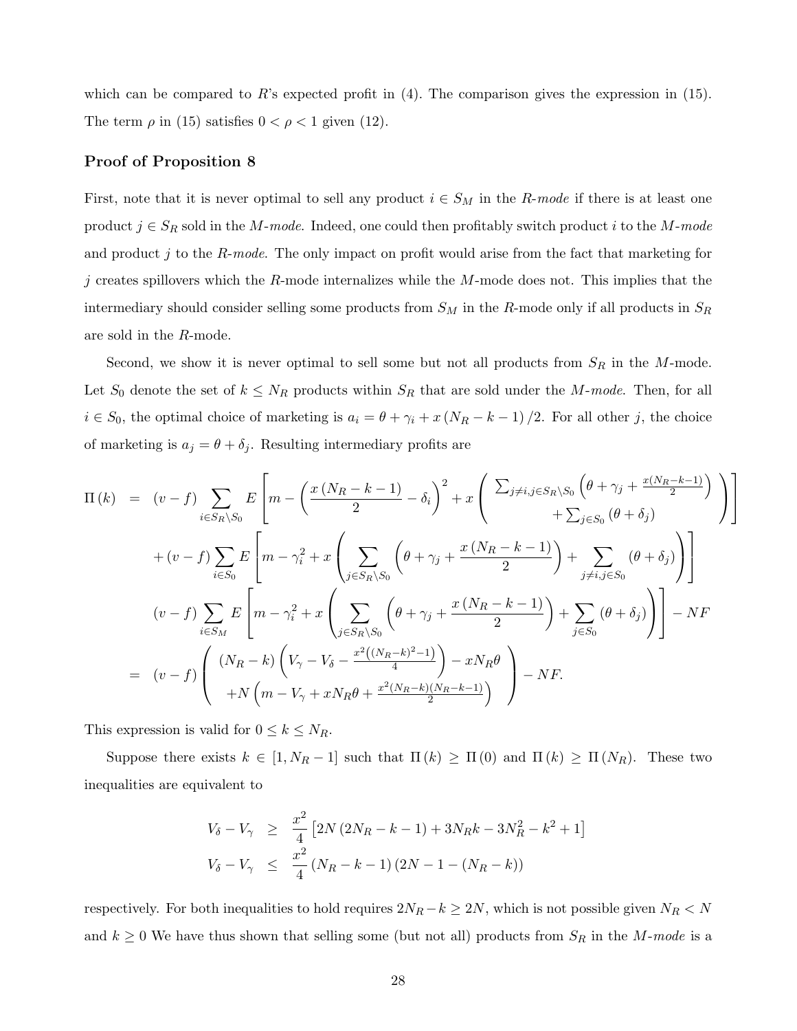which can be compared to $R$'s expected profit in (4). The comparison gives the expression in (15). The term $\rho$ in (15) satisfies $0 < \rho < 1$ given (12).

### Proof of Proposition 8

First, note that it is never optimal to sell any product $i \in S_M$ in the *R-mode* if there is at least one product $j \in S_R$ sold in the *M-mode*. Indeed, one could then profitably switch product $i$ to the *M-mode* and product $j$ to the *R-mode*. The only impact on profit would arise from the fact that marketing for $j$ creates spillovers which the $R$-mode internalizes while the $M$-mode does not. This implies that the intermediary should consider selling some products from $S_M$ in the $R$-mode only if all products in $S_R$ are sold in the $R$-mode.

Second, we show it is never optimal to sell some but not all products from $S_R$ in the $M$-mode. Let $S_0$ denote the set of $k \leq N_R$ products within $S_R$ that are sold under the *M-mode*. Then, for all $i \in S_0$, the optimal choice of marketing is $a_i = \theta + \gamma_i + x\,(N_R - k - 1)/2$. For all other $j$, the choice of marketing is $a_j = \theta + \delta_j$. Resulting intermediary profits are

$$
\begin{aligned}
\Pi(k) &= (v-f)\sum_{i\in S_R\setminus S_0} E\left[m - \left(\frac{x\,(N_R-k-1)}{2} - \delta_i\right)^2 + x\left(\begin{array}{c}\sum_{j\neq i, j\in S_R\setminus S_0}\left(\theta+\gamma_j+\frac{x(N_R-k-1)}{2}\right)\\ +\sum_{j\in S_0}(\theta+\delta_j)\end{array}\right)\right] \\
&\quad + (v-f)\sum_{i\in S_0} E\left[m - \gamma_i^2 + x\left(\sum_{j\in S_R\setminus S_0}\left(\theta+\gamma_j+\frac{x\,(N_R-k-1)}{2}\right) + \sum_{j\neq i, j\in S_0}(\theta+\delta_j)\right)\right] \\
&\quad (v-f)\sum_{i\in S_M} E\left[m - \gamma_i^2 + x\left(\sum_{j\in S_R\setminus S_0}\left(\theta+\gamma_j+\frac{x\,(N_R-k-1)}{2}\right) + \sum_{j\in S_0}(\theta+\delta_j)\right)\right] - NF \\
&= (v-f)\left(\begin{array}{c}(N_R-k)\left(V_\gamma - V_\delta - \frac{x^2\left((N_R-k)^2-1\right)}{4}\right) - xN_R\theta \\ +N\left(m - V_\gamma + xN_R\theta + \frac{x^2(N_R-k)(N_R-k-1)}{2}\right)\end{array}\right) - NF.
\end{aligned}
$$

This expression is valid for $0 \leq k \leq N_R$.

Suppose there exists $k \in [1, N_R - 1]$ such that $\Pi(k) \geq \Pi(0)$ and $\Pi(k) \geq \Pi(N_R)$. These two inequalities are equivalent to

$$
\begin{aligned}
V_\delta - V_\gamma &\geq \frac{x^2}{4}\left[2N\,(2N_R - k - 1) + 3N_Rk - 3N_R^2 - k^2 + 1\right] \\
V_\delta - V_\gamma &\leq \frac{x^2}{4}\,(N_R - k - 1)\,(2N - 1 - (N_R - k))
\end{aligned}
$$

respectively. For both inequalities to hold requires $2N_R - k \geq 2N$, which is not possible given $N_R < N$ and $k \geq 0$ We have thus shown that selling some (but not all) products from $S_R$ in the *M-mode* is a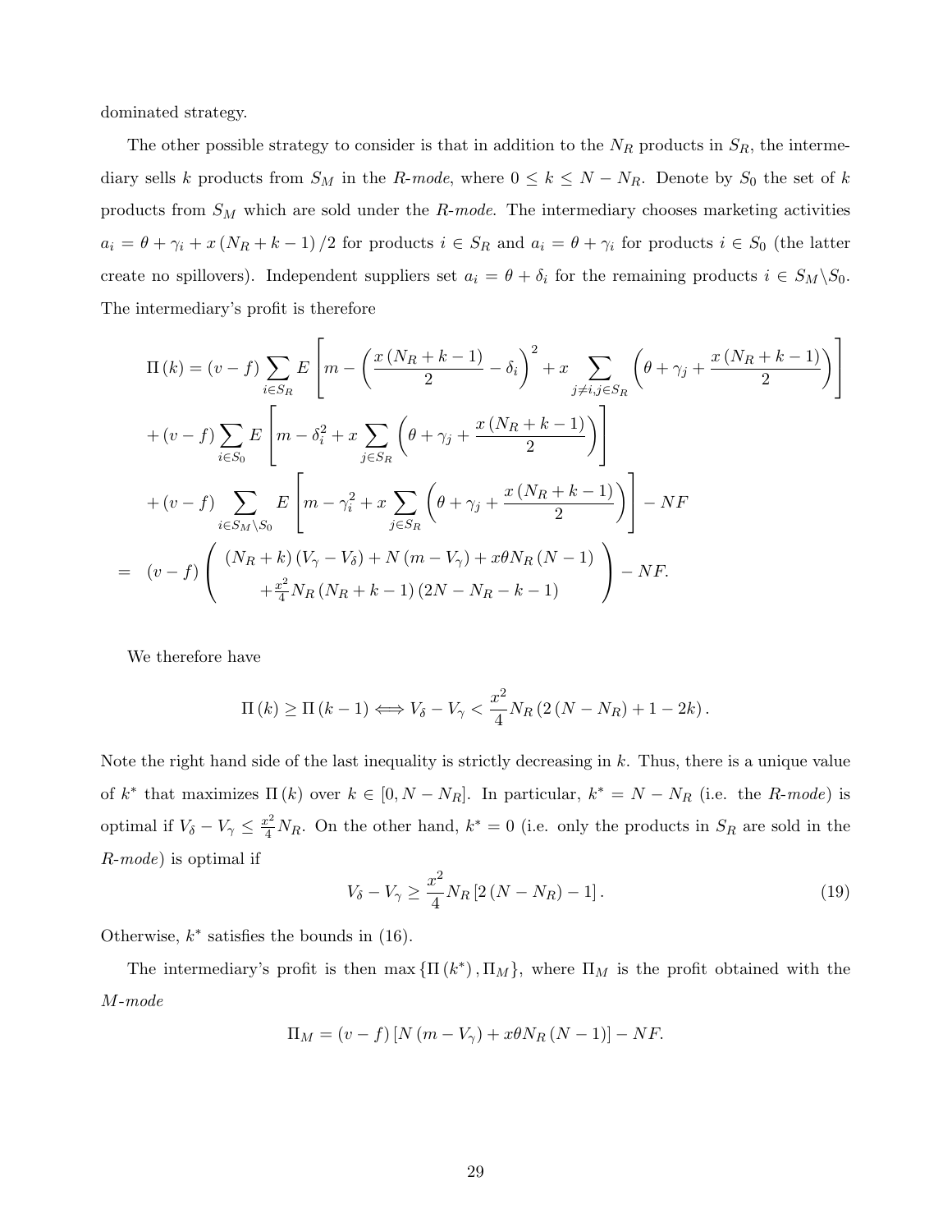dominated strategy.

The other possible strategy to consider is that in addition to the $N_R$ products in $S_R$, the intermediary sells $k$ products from $S_M$ in the *R-mode*, where $0 \leq k \leq N - N_R$. Denote by $S_0$ the set of $k$ products from $S_M$ which are sold under the *R-mode*. The intermediary chooses marketing activities $a_i = \theta + \gamma_i + x(N_R + k - 1)/2$ for products $i \in S_R$ and $a_i = \theta + \gamma_i$ for products $i \in S_0$ (the latter create no spillovers). Independent suppliers set $a_i = \theta + \delta_i$ for the remaining products $i \in S_M \backslash S_0$. The intermediary's profit is therefore

$$
\begin{aligned}
\Pi(k) &= (v-f) \sum_{i \in S_R} E\left[m - \left(\frac{x(N_R+k-1)}{2} - \delta_i\right)^2 + x \sum_{j \neq i, j \in S_R} \left(\theta + \gamma_j + \frac{x(N_R+k-1)}{2}\right)\right] \\
&+ (v-f) \sum_{i \in S_0} E\left[m - \delta_i^2 + x \sum_{j \in S_R} \left(\theta + \gamma_j + \frac{x(N_R+k-1)}{2}\right)\right] \\
&+ (v-f) \sum_{i \in S_M \backslash S_0} E\left[m - \gamma_i^2 + x \sum_{j \in S_R} \left(\theta + \gamma_j + \frac{x(N_R+k-1)}{2}\right)\right] - NF \\
&= (v-f) \left(\begin{array}{c} (N_R+k)(V_\gamma - V_\delta) + N(m - V_\gamma) + x\theta N_R(N-1) \\ + \frac{x^2}{4} N_R (N_R + k - 1)(2N - N_R - k - 1) \end{array}\right) - NF.
\end{aligned}
$$

We therefore have

$$
\Pi(k) \geq \Pi(k-1) \Longleftrightarrow V_\delta - V_\gamma < \frac{x^2}{4} N_R (2(N - N_R) + 1 - 2k).
$$

Note the right hand side of the last inequality is strictly decreasing in $k$. Thus, there is a unique value of $k^*$ that maximizes $\Pi(k)$ over $k \in [0, N - N_R]$. In particular, $k^* = N - N_R$ (i.e. the *R-mode*) is optimal if $V_\delta - V_\gamma \leq \frac{x^2}{4} N_R$. On the other hand, $k^* = 0$ (i.e. only the products in $S_R$ are sold in the *R-mode*) is optimal if

$$
V_\delta - V_\gamma \geq \frac{x^2}{4} N_R [2(N - N_R) - 1]. \tag{19}
$$

Otherwise, $k^*$ satisfies the bounds in (16).

The intermediary's profit is then $\max\{\Pi(k^*), \Pi_M\}$, where $\Pi_M$ is the profit obtained with the *M-mode*

$$
\Pi_M = (v-f)[N(m - V_\gamma) + x\theta N_R(N-1)] - NF.
$$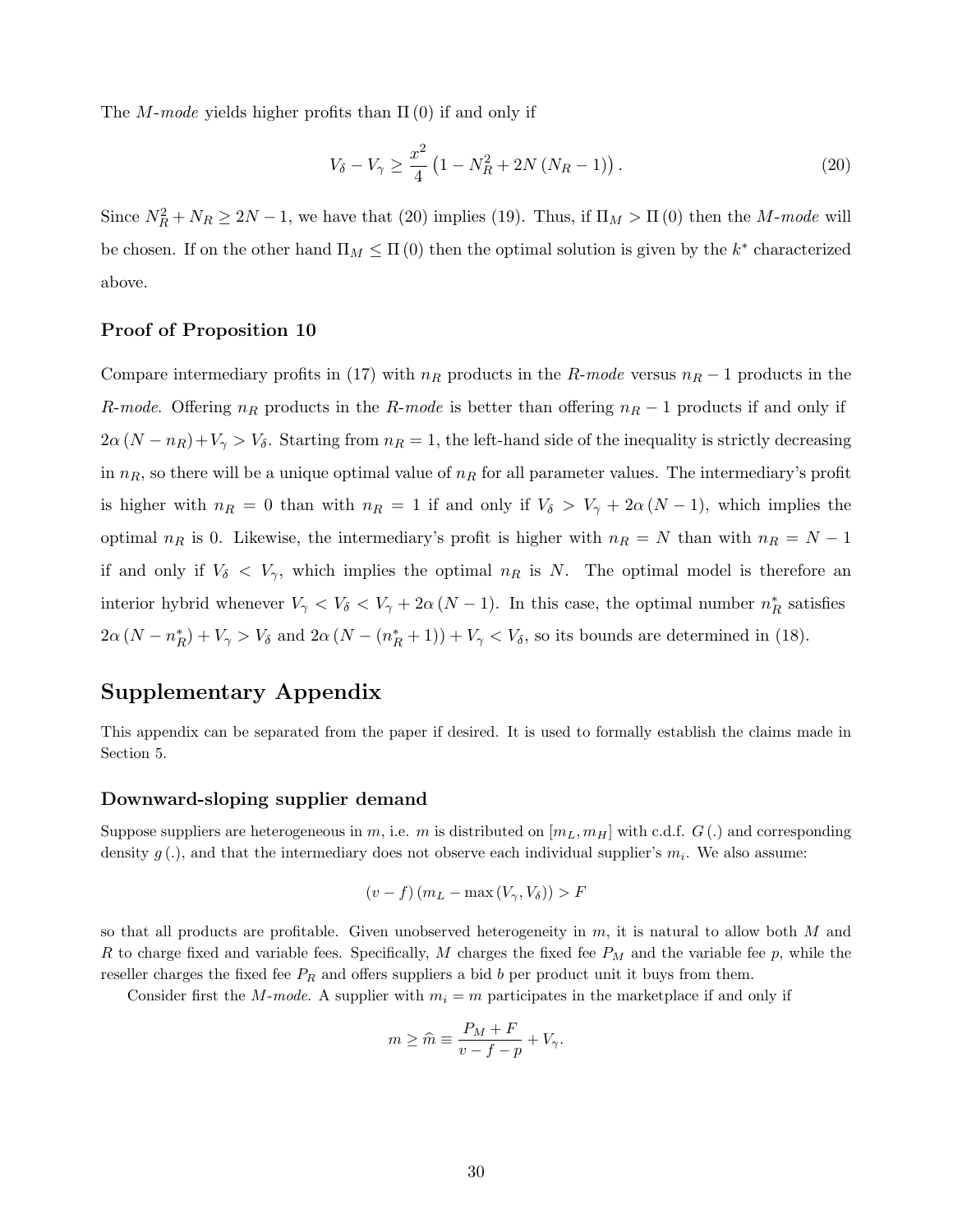The *M-mode* yields higher profits than $\Pi(0)$ if and only if

$$V_\delta - V_\gamma \geq \frac{x^2}{4}\left(1 - N_R^2 + 2N(N_R - 1)\right). \tag{20}$$

Since $N_R^2 + N_R \geq 2N - 1$, we have that (20) implies (19). Thus, if $\Pi_M > \Pi(0)$ then the *M-mode* will be chosen. If on the other hand $\Pi_M \leq \Pi(0)$ then the optimal solution is given by the $k^*$ characterized above.

### Proof of Proposition 10

Compare intermediary profits in (17) with $n_R$ products in the *R-mode* versus $n_R - 1$ products in the *R-mode*. Offering $n_R$ products in the *R-mode* is better than offering $n_R - 1$ products if and only if $2\alpha(N - n_R) + V_\gamma > V_\delta$. Starting from $n_R = 1$, the left-hand side of the inequality is strictly decreasing in $n_R$, so there will be a unique optimal value of $n_R$ for all parameter values. The intermediary's profit is higher with $n_R = 0$ than with $n_R = 1$ if and only if $V_\delta > V_\gamma + 2\alpha(N-1)$, which implies the optimal $n_R$ is 0. Likewise, the intermediary's profit is higher with $n_R = N$ than with $n_R = N - 1$ if and only if $V_\delta < V_\gamma$, which implies the optimal $n_R$ is $N$. The optimal model is therefore an interior hybrid whenever $V_\gamma < V_\delta < V_\gamma + 2\alpha(N-1)$. In this case, the optimal number $n_R^*$ satisfies $2\alpha(N - n_R^*) + V_\gamma > V_\delta$ and $2\alpha(N - (n_R^* + 1)) + V_\gamma < V_\delta$, so its bounds are determined in (18).

## Supplementary Appendix

This appendix can be separated from the paper if desired. It is used to formally establish the claims made in Section 5.

### Downward-sloping supplier demand

Suppose suppliers are heterogeneous in $m$, i.e. $m$ is distributed on $[m_L, m_H]$ with c.d.f. $G(.)$ and corresponding density $g(.)$, and that the intermediary does not observe each individual supplier's $m_i$. We also assume:

$$(v - f)(m_L - \max(V_\gamma, V_\delta)) > F$$

so that all products are profitable. Given unobserved heterogeneity in $m$, it is natural to allow both $M$ and $R$ to charge fixed and variable fees. Specifically, $M$ charges the fixed fee $P_M$ and the variable fee $p$, while the reseller charges the fixed fee $P_R$ and offers suppliers a bid $b$ per product unit it buys from them.

Consider first the *M-mode*. A supplier with $m_i = m$ participates in the marketplace if and only if

$$m \geq \widehat{m} \equiv \frac{P_M + F}{v - f - p} + V_\gamma.$$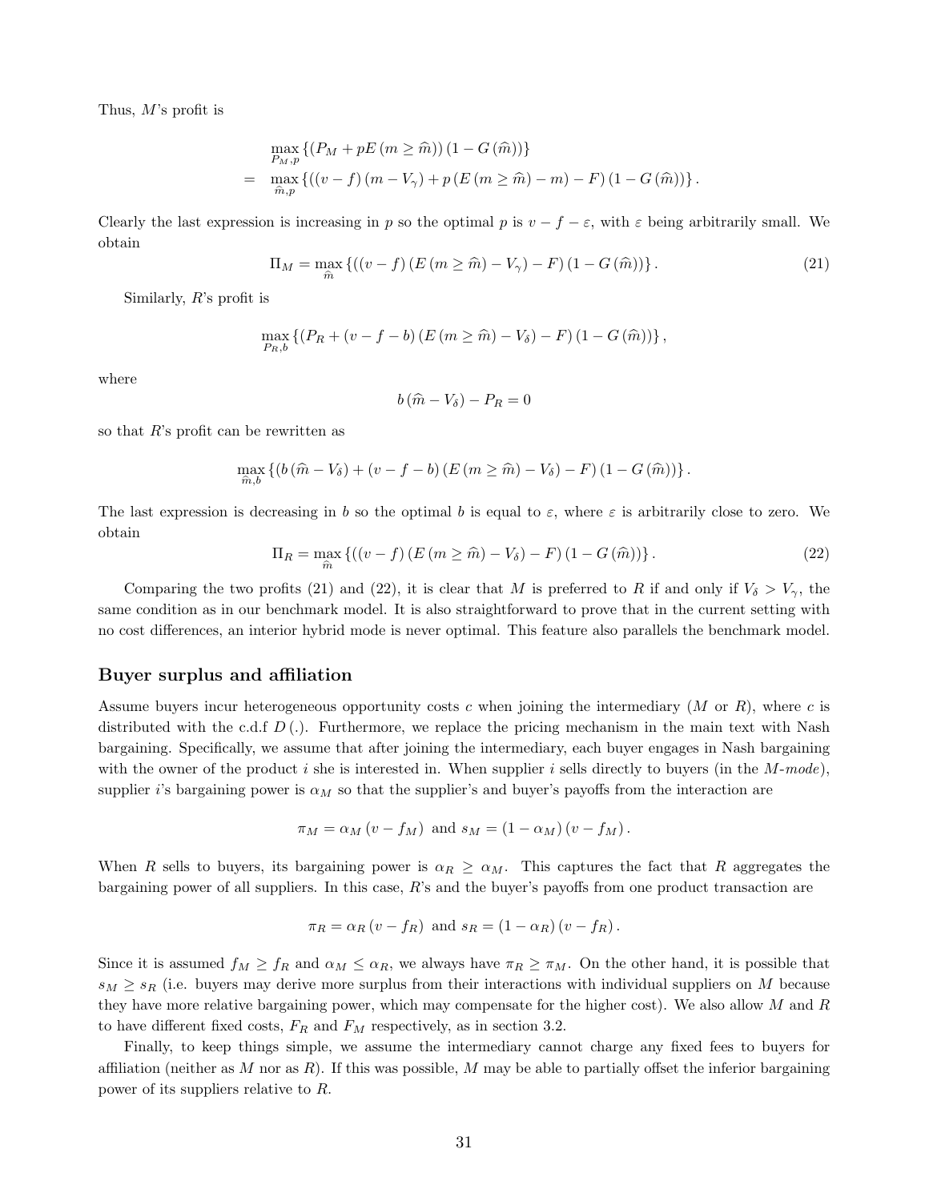Thus, $M$'s profit is

$$
\begin{aligned}
& \max_{P_M, p} \left\{ \left( P_M + pE\left( m \geq \widehat{m} \right) \right) \left( 1 - G\left( \widehat{m} \right) \right) \right\} \\
= \quad & \max_{\widehat{m}, p} \left\{ \left( \left( v - f \right) \left( m - V_\gamma \right) + p \left( E\left( m \geq \widehat{m} \right) - m \right) - F \right) \left( 1 - G\left( \widehat{m} \right) \right) \right\}.
\end{aligned}
$$

Clearly the last expression is increasing in $p$ so the optimal $p$ is $v - f - \varepsilon$, with $\varepsilon$ being arbitrarily small. We obtain

$$
\Pi_M = \max_{\widehat{m}} \left\{ \left( \left( v - f \right) \left( E\left( m \geq \widehat{m} \right) - V_\gamma \right) - F \right) \left( 1 - G\left( \widehat{m} \right) \right) \right\}. \tag{21}
$$

Similarly, $R$'s profit is

$$
\max_{P_R, b} \left\{ \left( P_R + \left( v - f - b \right) \left( E\left( m \geq \widehat{m} \right) - V_\delta \right) - F \right) \left( 1 - G\left( \widehat{m} \right) \right) \right\},
$$

where

$$
b\left( \widehat{m} - V_\delta \right) - P_R = 0
$$

so that $R$'s profit can be rewritten as

$$
\max_{\widehat{m}, b} \left\{ \left( b\left( \widehat{m} - V_\delta \right) + \left( v - f - b \right) \left( E\left( m \geq \widehat{m} \right) - V_\delta \right) - F \right) \left( 1 - G\left( \widehat{m} \right) \right) \right\}.
$$

The last expression is decreasing in $b$ so the optimal $b$ is equal to $\varepsilon$, where $\varepsilon$ is arbitrarily close to zero. We obtain

$$
\Pi_R = \max_{\widehat{m}} \left\{ \left( \left( v - f \right) \left( E\left( m \geq \widehat{m} \right) - V_\delta \right) - F \right) \left( 1 - G\left( \widehat{m} \right) \right) \right\}. \tag{22}
$$

Comparing the two profits (21) and (22), it is clear that $M$ is preferred to $R$ if and only if $V_\delta > V_\gamma$, the same condition as in our benchmark model. It is also straightforward to prove that in the current setting with no cost differences, an interior hybrid mode is never optimal. This feature also parallels the benchmark model.

## Buyer surplus and affiliation

Assume buyers incur heterogeneous opportunity costs $c$ when joining the intermediary ($M$ or $R$), where $c$ is distributed with the c.d.f $D(.)$. Furthermore, we replace the pricing mechanism in the main text with Nash bargaining. Specifically, we assume that after joining the intermediary, each buyer engages in Nash bargaining with the owner of the product $i$ she is interested in. When supplier $i$ sells directly to buyers (in the *M-mode*), supplier $i$'s bargaining power is $\alpha_M$ so that the supplier's and buyer's payoffs from the interaction are

$$
\pi_M = \alpha_M \left( v - f_M \right) \text{ and } s_M = \left( 1 - \alpha_M \right) \left( v - f_M \right).
$$

When $R$ sells to buyers, its bargaining power is $\alpha_R \geq \alpha_M$. This captures the fact that $R$ aggregates the bargaining power of all suppliers. In this case, $R$'s and the buyer's payoffs from one product transaction are

$$
\pi_R = \alpha_R \left( v - f_R \right) \text{ and } s_R = \left( 1 - \alpha_R \right) \left( v - f_R \right).
$$

Since it is assumed $f_M \geq f_R$ and $\alpha_M \leq \alpha_R$, we always have $\pi_R \geq \pi_M$. On the other hand, it is possible that $s_M \geq s_R$ (i.e. buyers may derive more surplus from their interactions with individual suppliers on $M$ because they have more relative bargaining power, which may compensate for the higher cost). We also allow $M$ and $R$ to have different fixed costs, $F_R$ and $F_M$ respectively, as in section 3.2.

Finally, to keep things simple, we assume the intermediary cannot charge any fixed fees to buyers for affiliation (neither as $M$ nor as $R$). If this was possible, $M$ may be able to partially offset the inferior bargaining power of its suppliers relative to $R$.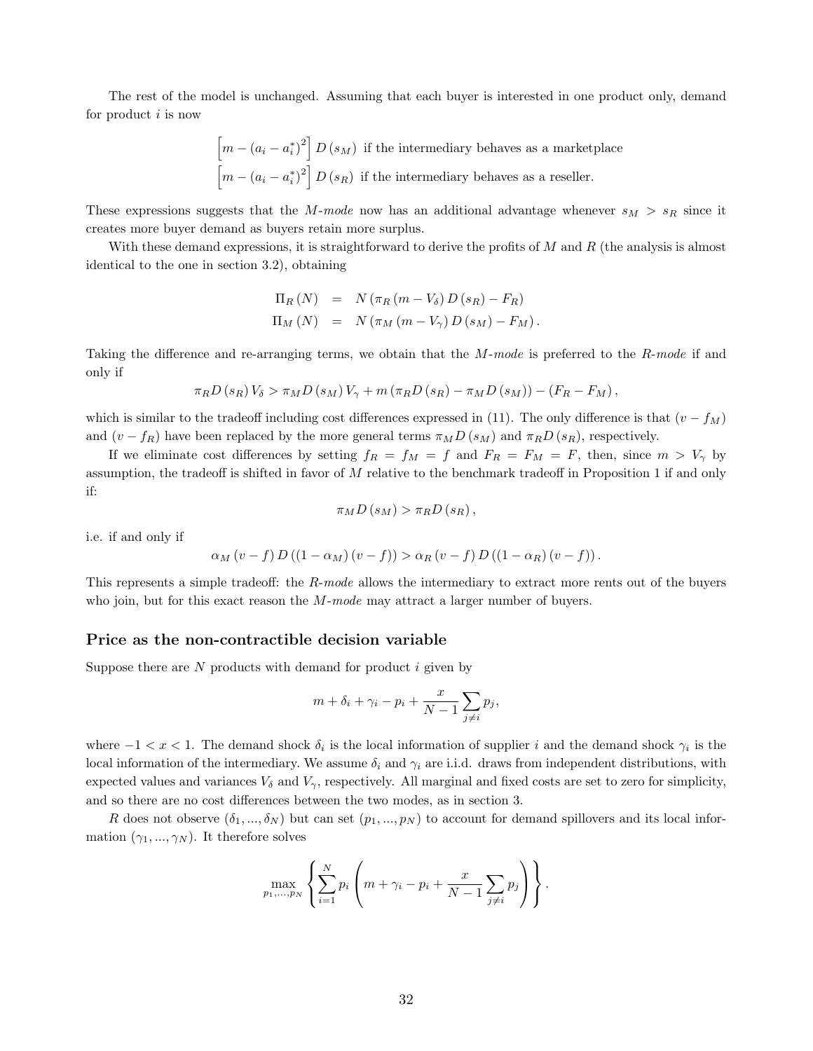The rest of the model is unchanged. Assuming that each buyer is interested in one product only, demand for product $i$ is now

$$\left[m - (a_i - a_i^*)^2\right] D(s_M) \text{ if the intermediary behaves as a marketplace}$$
$$\left[m - (a_i - a_i^*)^2\right] D(s_R) \text{ if the intermediary behaves as a reseller.}$$

These expressions suggests that the *M-mode* now has an additional advantage whenever $s_M > s_R$ since it creates more buyer demand as buyers retain more surplus.

With these demand expressions, it is straightforward to derive the profits of $M$ and $R$ (the analysis is almost identical to the one in section 3.2), obtaining

$$
\begin{aligned}
\Pi_R(N) &= N(\pi_R(m - V_\delta) D(s_R) - F_R) \\
\Pi_M(N) &= N(\pi_M(m - V_\gamma) D(s_M) - F_M).
\end{aligned}
$$

Taking the difference and re-arranging terms, we obtain that the *M-mode* is preferred to the *R-mode* if and only if

$$\pi_R D(s_R) V_\delta > \pi_M D(s_M) V_\gamma + m(\pi_R D(s_R) - \pi_M D(s_M)) - (F_R - F_M),$$

which is similar to the tradeoff including cost differences expressed in (11). The only difference is that $(v - f_M)$ and $(v - f_R)$ have been replaced by the more general terms $\pi_M D(s_M)$ and $\pi_R D(s_R)$, respectively.

If we eliminate cost differences by setting $f_R = f_M = f$ and $F_R = F_M = F$, then, since $m > V_\gamma$ by assumption, the tradeoff is shifted in favor of $M$ relative to the benchmark tradeoff in Proposition 1 if and only if:

$$\pi_M D(s_M) > \pi_R D(s_R),$$

i.e. if and only if

$$\alpha_M(v - f) D((1 - \alpha_M)(v - f)) > \alpha_R(v - f) D((1 - \alpha_R)(v - f)).$$

This represents a simple tradeoff: the *R-mode* allows the intermediary to extract more rents out of the buyers who join, but for this exact reason the *M-mode* may attract a larger number of buyers.

## Price as the non-contractible decision variable

Suppose there are $N$ products with demand for product $i$ given by

$$m + \delta_i + \gamma_i - p_i + \frac{x}{N-1} \sum_{j \neq i} p_j,$$

where $-1 < x < 1$. The demand shock $\delta_i$ is the local information of supplier $i$ and the demand shock $\gamma_i$ is the local information of the intermediary. We assume $\delta_i$ and $\gamma_i$ are i.i.d. draws from independent distributions, with expected values and variances $V_\delta$ and $V_\gamma$, respectively. All marginal and fixed costs are set to zero for simplicity, and so there are no cost differences between the two modes, as in section 3.

$R$ does not observe $(\delta_1, ..., \delta_N)$ but can set $(p_1, ..., p_N)$ to account for demand spillovers and its local information $(\gamma_1, ..., \gamma_N)$. It therefore solves

$$\max_{p_1, ..., p_N} \left\{ \sum_{i=1}^{N} p_i \left( m + \gamma_i - p_i + \frac{x}{N-1} \sum_{j \neq i} p_j \right) \right\}.$$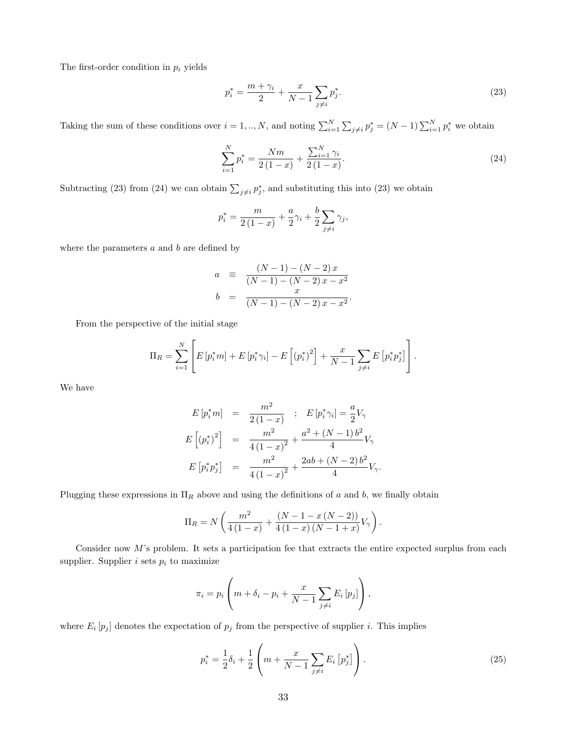The first-order condition in $p_i$ yields

$$p_i^* = \frac{m+\gamma_i}{2} + \frac{x}{N-1}\sum_{j\neq i} p_j^*. \tag{23}$$

Taking the sum of these conditions over $i = 1,..,N$, and noting $\sum_{i=1}^{N}\sum_{j\neq i} p_j^* = (N-1)\sum_{i=1}^{N} p_i^*$ we obtain

$$\sum_{i=1}^{N} p_i^* = \frac{Nm}{2(1-x)} + \frac{\sum_{i=1}^{N}\gamma_i}{2(1-x)}. \tag{24}$$

Subtracting (23) from (24) we can obtain $\sum_{j\neq i} p_j^*$, and substituting this into (23) we obtain

$$p_i^* = \frac{m}{2(1-x)} + \frac{a}{2}\gamma_i + \frac{b}{2}\sum_{j\neq i}\gamma_j,$$

where the parameters $a$ and $b$ are defined by

$$\begin{aligned} a &\equiv \frac{(N-1)-(N-2)x}{(N-1)-(N-2)x-x^2} \\ b &= \frac{x}{(N-1)-(N-2)x-x^2}. \end{aligned}$$

From the perspective of the initial stage

$$\Pi_R = \sum_{i=1}^{N}\left[E\left[p_i^* m\right] + E\left[p_i^*\gamma_i\right] - E\left[\left(p_i^*\right)^2\right] + \frac{x}{N-1}\sum_{j\neq i} E\left[p_i^* p_j^*\right]\right].$$

We have

$$\begin{aligned} E\left[p_i^* m\right] &= \frac{m^2}{2(1-x)} \quad ; \quad E\left[p_i^*\gamma_i\right] = \frac{a}{2}V_\gamma \\ E\left[\left(p_i^*\right)^2\right] &= \frac{m^2}{4(1-x)^2} + \frac{a^2+(N-1)b^2}{4}V_\gamma \\ E\left[p_i^* p_j^*\right] &= \frac{m^2}{4(1-x)^2} + \frac{2ab+(N-2)b^2}{4}V_\gamma. \end{aligned}$$

Plugging these expressions in $\Pi_R$ above and using the definitions of $a$ and $b$, we finally obtain

$$\Pi_R = N\left(\frac{m^2}{4(1-x)} + \frac{(N-1-x(N-2))}{4(1-x)(N-1+x)}V_\gamma\right).$$

Consider now $M$'s problem. It sets a participation fee that extracts the entire expected surplus from each supplier. Supplier $i$ sets $p_i$ to maximize

$$\pi_i = p_i\left(m + \delta_i - p_i + \frac{x}{N-1}\sum_{j\neq i} E_i\left[p_j\right]\right),$$

where $E_i\left[p_j\right]$ denotes the expectation of $p_j$ from the perspective of supplier $i$. This implies

$$p_i^* = \frac{1}{2}\delta_i + \frac{1}{2}\left(m + \frac{x}{N-1}\sum_{j\neq i} E_i\left[p_j^*\right]\right). \tag{25}$$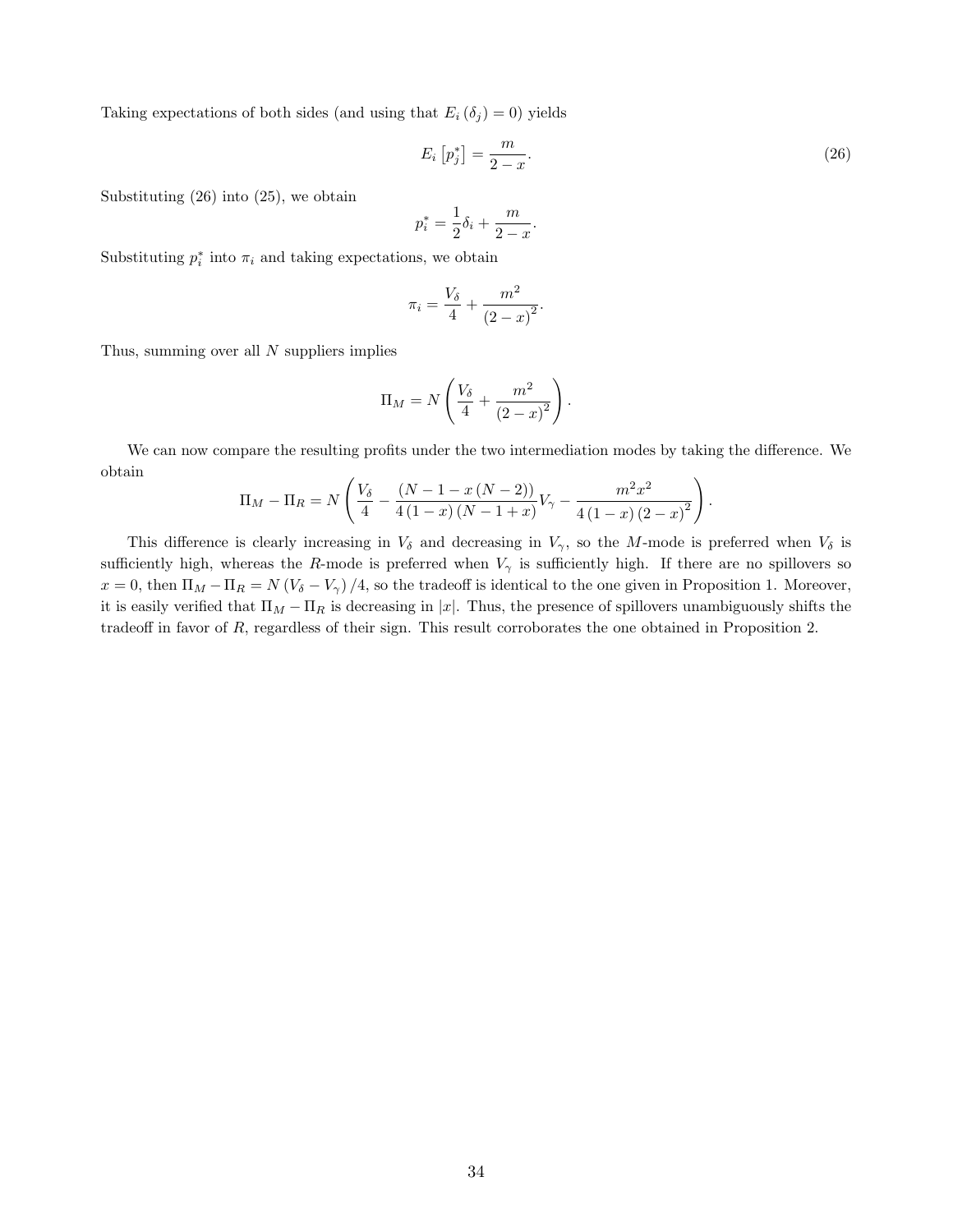Taking expectations of both sides (and using that $E_i(\delta_j) = 0$) yields

$$E_i\left[p_j^*\right] = \frac{m}{2-x}. \tag{26}$$

Substituting (26) into (25), we obtain

$$p_i^* = \frac{1}{2}\delta_i + \frac{m}{2-x}.$$

Substituting $p_i^*$ into $\pi_i$ and taking expectations, we obtain

$$\pi_i = \frac{V_\delta}{4} + \frac{m^2}{(2-x)^2}.$$

Thus, summing over all $N$ suppliers implies

$$\Pi_M = N\left(\frac{V_\delta}{4} + \frac{m^2}{(2-x)^2}\right).$$

We can now compare the resulting profits under the two intermediation modes by taking the difference. We obtain

$$\Pi_M - \Pi_R = N\left(\frac{V_\delta}{4} - \frac{(N-1-x(N-2))}{4(1-x)(N-1+x)}V_\gamma - \frac{m^2x^2}{4(1-x)(2-x)^2}\right).$$

This difference is clearly increasing in $V_\delta$ and decreasing in $V_\gamma$, so the $M$-mode is preferred when $V_\delta$ is sufficiently high, whereas the $R$-mode is preferred when $V_\gamma$ is sufficiently high. If there are no spillovers so $x = 0$, then $\Pi_M - \Pi_R = N(V_\delta - V_\gamma)/4$, so the tradeoff is identical to the one given in Proposition 1. Moreover, it is easily verified that $\Pi_M - \Pi_R$ is decreasing in $|x|$. Thus, the presence of spillovers unambiguously shifts the tradeoff in favor of $R$, regardless of their sign. This result corroborates the one obtained in Proposition 2.